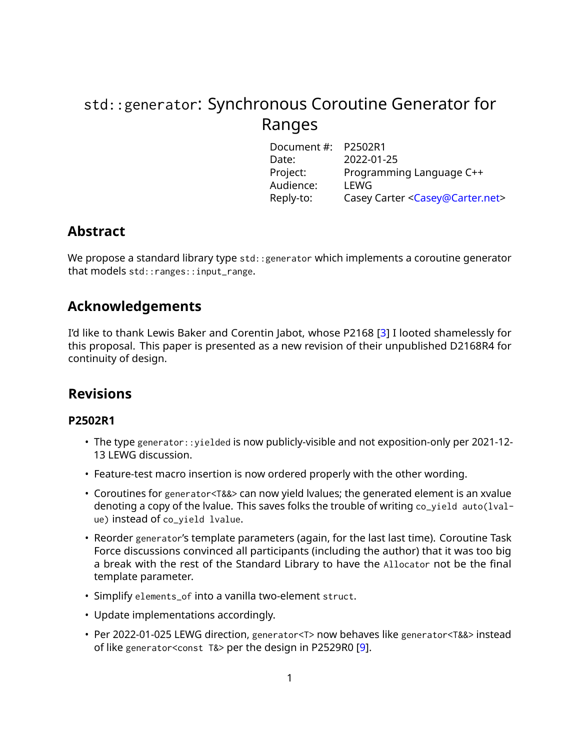# `std::generator`: Synchronous Coroutine Generator for Ranges

| | |
|---|---|
| Document #: | P2502R1 |
| Date: | 2022-01-25 |
| Project: | Programming Language C++ |
| Audience: | LEWG |
| Reply-to: | Casey Carter <Casey@Carter.net> |

## Abstract

We propose a standard library type `std::generator` which implements a coroutine generator that models `std::ranges::input_range`.

## Acknowledgements

I'd like to thank Lewis Baker and Corentin Jabot, whose P2168 [3] I looted shamelessly for this proposal. This paper is presented as a new revision of their unpublished D2168R4 for continuity of design.

## Revisions

### P2502R1

- The type `generator::yielded` is now publicly-visible and not exposition-only per 2021-12-13 LEWG discussion.
- Feature-test macro insertion is now ordered properly with the other wording.
- Coroutines for `generator<T&&>` can now yield lvalues; the generated element is an xvalue denoting a copy of the lvalue. This saves folks the trouble of writing `co_yield auto(lvalue)` instead of `co_yield lvalue`.
- Reorder `generator`'s template parameters (again, for the last last time). Coroutine Task Force discussions convinced all participants (including the author) that it was too big a break with the rest of the Standard Library to have the `Allocator` not be the final template parameter.
- Simplify `elements_of` into a vanilla two-element `struct`.
- Update implementations accordingly.
- Per 2022-01-025 LEWG direction, `generator<T>` now behaves like `generator<T&&>` instead of like `generator<const T&>` per the design in P2529R0 [9].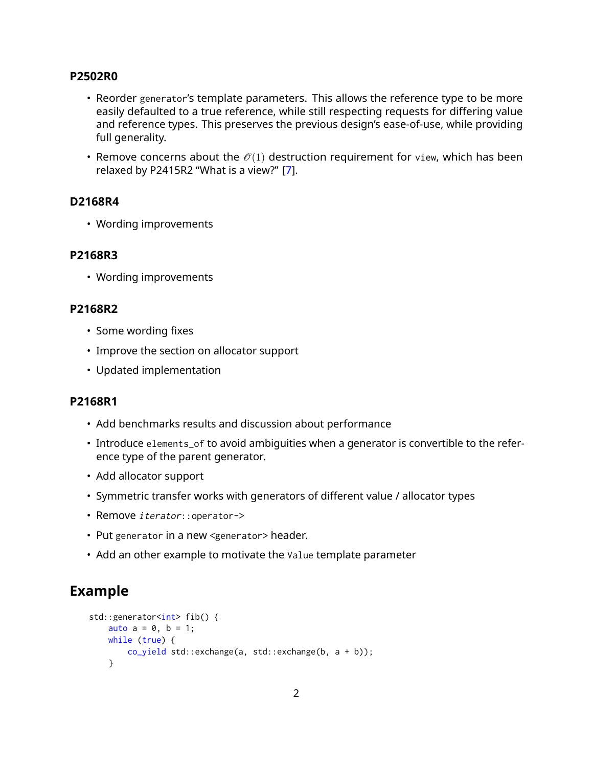### P2502R0

- Reorder `generator`'s template parameters. This allows the reference type to be more easily defaulted to a true reference, while still respecting requests for differing value and reference types. This preserves the previous design's ease-of-use, while providing full generality.
- Remove concerns about the $\mathcal{O}(1)$ destruction requirement for `view`, which has been relaxed by P2415R2 "What is a view?" [7].

### D2168R4

- Wording improvements

### P2168R3

- Wording improvements

### P2168R2

- Some wording fixes
- Improve the section on allocator support
- Updated implementation

### P2168R1

- Add benchmarks results and discussion about performance
- Introduce `elements_of` to avoid ambiguities when a generator is convertible to the reference type of the parent generator.
- Add allocator support
- Symmetric transfer works with generators of different value / allocator types
- Remove *iterator*`::operator->`
- Put `generator` in a new `<generator>` header.
- Add an other example to motivate the `Value` template parameter

## Example

```
std::generator<int> fib() {
    auto a = 0, b = 1;
    while (true) {
        co_yield std::exchange(a, std::exchange(b, a + b));
    }
```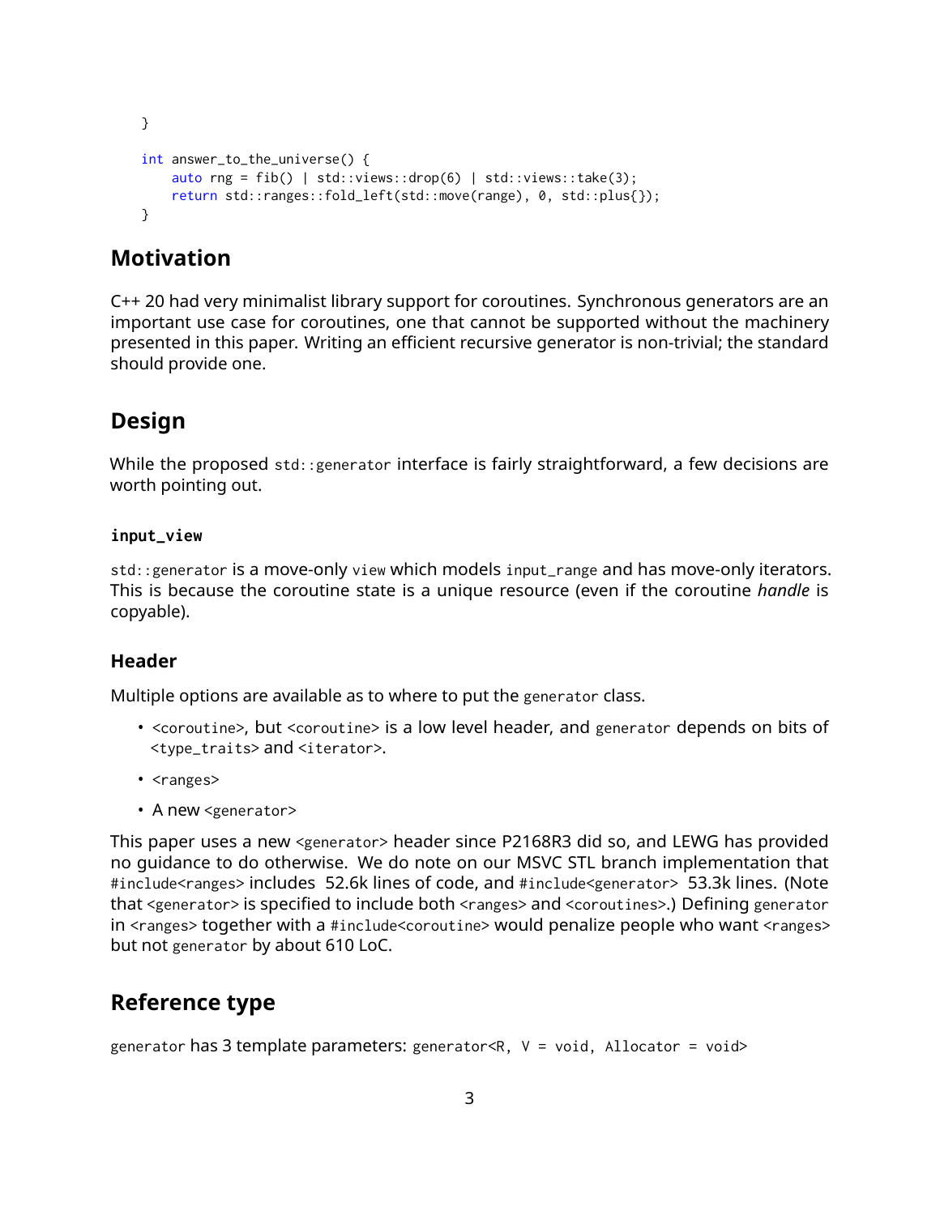```cpp
}

int answer_to_the_universe() {
    auto rng = fib() | std::views::drop(6) | std::views::take(3);
    return std::ranges::fold_left(std::move(range), 0, std::plus{});
}
```

## Motivation

C++ 20 had very minimalist library support for coroutines. Synchronous generators are an important use case for coroutines, one that cannot be supported without the machinery presented in this paper. Writing an efficient recursive generator is non-trivial; the standard should provide one.

## Design

While the proposed `std::generator` interface is fairly straightforward, a few decisions are worth pointing out.

### `input_view`

`std::generator` is a move-only `view` which models `input_range` and has move-only iterators. This is because the coroutine state is a unique resource (even if the coroutine *handle* is copyable).

### Header

Multiple options are available as to where to put the `generator` class.

- `<coroutine>`, but `<coroutine>` is a low level header, and `generator` depends on bits of `<type_traits>` and `<iterator>`.
- `<ranges>`
- A new `<generator>`

This paper uses a new `<generator>` header since P2168R3 did so, and LEWG has provided no guidance to do otherwise. We do note on our MSVC STL branch implementation that `#include<ranges>` includes 52.6k lines of code, and `#include<generator>` 53.3k lines. (Note that `<generator>` is specified to include both `<ranges>` and `<coroutines>`.) Defining `generator` in `<ranges>` together with a `#include<coroutine>` would penalize people who want `<ranges>` but not `generator` by about 610 LoC.

## Reference type

`generator` has 3 template parameters: `generator<R, V = void, Allocator = void>`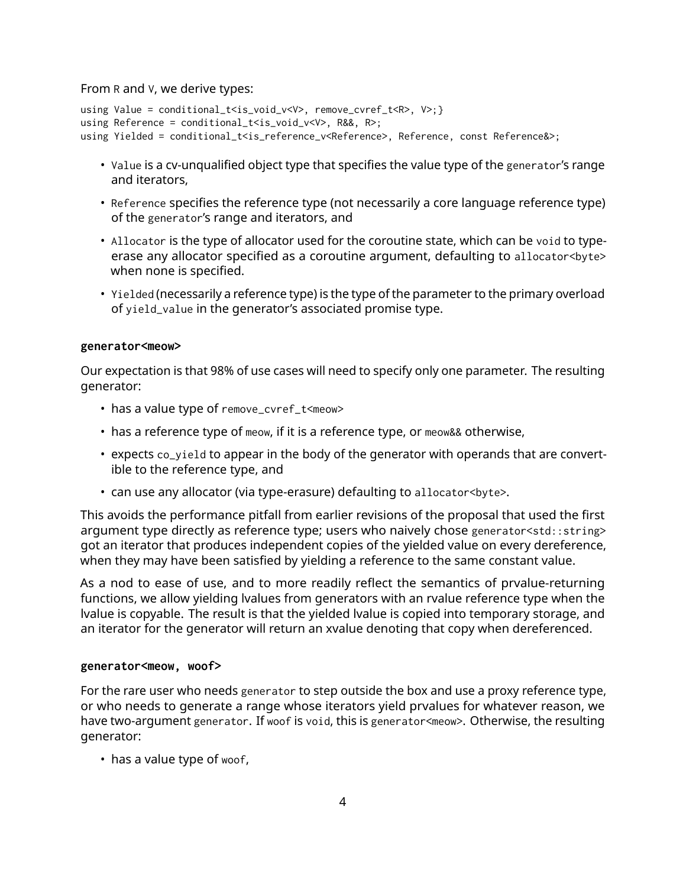From `R` and `V`, we derive types:

```
using Value = conditional_t<is_void_v<V>, remove_cvref_t<R>, V>;}
using Reference = conditional_t<is_void_v<V>, R&&, R>;
using Yielded = conditional_t<is_reference_v<Reference>, Reference, const Reference&>;
```

- `Value` is a cv-unqualified object type that specifies the value type of the `generator`'s range and iterators,
- `Reference` specifies the reference type (not necessarily a core language reference type) of the `generator`'s range and iterators, and
- `Allocator` is the type of allocator used for the coroutine state, which can be `void` to type-erase any allocator specified as a coroutine argument, defaulting to `allocator<byte>` when none is specified.
- `Yielded` (necessarily a reference type) is the type of the parameter to the primary overload of `yield_value` in the generator's associated promise type.

#### generator<meow>

Our expectation is that 98% of use cases will need to specify only one parameter. The resulting generator:

- has a value type of `remove_cvref_t<meow>`
- has a reference type of `meow`, if it is a reference type, or `meow&&` otherwise,
- expects `co_yield` to appear in the body of the generator with operands that are convertible to the reference type, and
- can use any allocator (via type-erasure) defaulting to `allocator<byte>`.

This avoids the performance pitfall from earlier revisions of the proposal that used the first argument type directly as reference type; users who naively chose `generator<std::string>` got an iterator that produces independent copies of the yielded value on every dereference, when they may have been satisfied by yielding a reference to the same constant value.

As a nod to ease of use, and to more readily reflect the semantics of prvalue-returning functions, we allow yielding lvalues from generators with an rvalue reference type when the lvalue is copyable. The result is that the yielded lvalue is copied into temporary storage, and an iterator for the generator will return an xvalue denoting that copy when dereferenced.

#### generator<meow, woof>

For the rare user who needs `generator` to step outside the box and use a proxy reference type, or who needs to generate a range whose iterators yield prvalues for whatever reason, we have two-argument `generator`. If `woof` is `void`, this is `generator<meow>`. Otherwise, the resulting generator:

- has a value type of `woof`,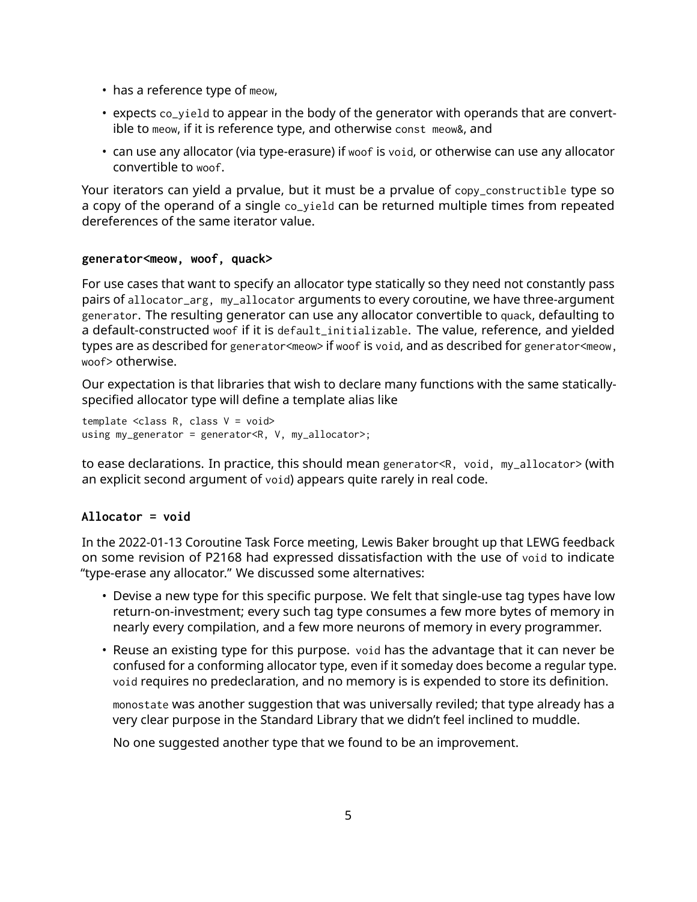- has a reference type of `meow`,
- expects `co_yield` to appear in the body of the generator with operands that are convertible to `meow`, if it is reference type, and otherwise `const meow&`, and
- can use any allocator (via type-erasure) if `woof` is `void`, or otherwise can use any allocator convertible to `woof`.

Your iterators can yield a prvalue, but it must be a prvalue of `copy_constructible` type so a copy of the operand of a single `co_yield` can be returned multiple times from repeated dereferences of the same iterator value.

#### `generator<meow, woof, quack>`

For use cases that want to specify an allocator type statically so they need not constantly pass pairs of `allocator_arg, my_allocator` arguments to every coroutine, we have three-argument `generator`. The resulting generator can use any allocator convertible to `quack`, defaulting to a default-constructed `woof` if it is `default_initializable`. The value, reference, and yielded types are as described for `generator<meow>` if `woof` is `void`, and as described for `generator<meow, woof>` otherwise.

Our expectation is that libraries that wish to declare many functions with the same statically-specified allocator type will define a template alias like

```
template <class R, class V = void>
using my_generator = generator<R, V, my_allocator>;
```

to ease declarations. In practice, this should mean `generator<R, void, my_allocator>` (with an explicit second argument of `void`) appears quite rarely in real code.

#### `Allocator = void`

In the 2022-01-13 Coroutine Task Force meeting, Lewis Baker brought up that LEWG feedback on some revision of P2168 had expressed dissatisfaction with the use of `void` to indicate "type-erase any allocator." We discussed some alternatives:

- Devise a new type for this specific purpose. We felt that single-use tag types have low return-on-investment; every such tag type consumes a few more bytes of memory in nearly every compilation, and a few more neurons of memory in every programmer.
- Reuse an existing type for this purpose. `void` has the advantage that it can never be confused for a conforming allocator type, even if it someday does become a regular type. `void` requires no predeclaration, and no memory is is expended to store its definition.

  `monostate` was another suggestion that was universally reviled; that type already has a very clear purpose in the Standard Library that we didn't feel inclined to muddle.

  No one suggested another type that we found to be an improvement.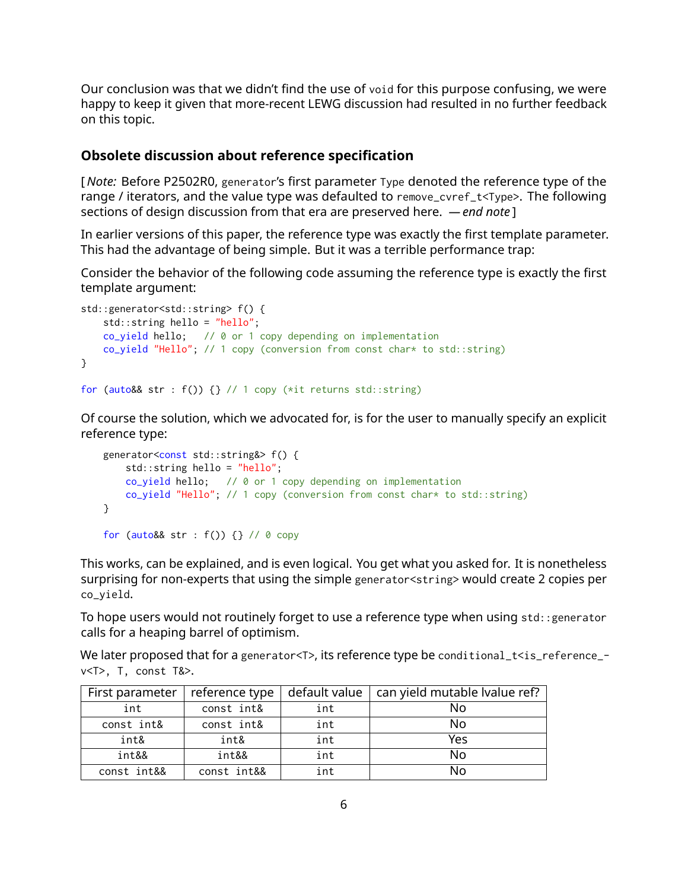Our conclusion was that we didn't find the use of `void` for this purpose confusing, we were happy to keep it given that more-recent LEWG discussion had resulted in no further feedback on this topic.

### Obsolete discussion about reference specification

[ *Note:* Before P2502R0, `generator`'s first parameter `Type` denoted the reference type of the range / iterators, and the value type was defaulted to `remove_cvref_t<Type>`. The following sections of design discussion from that era are preserved here. — *end note* ]

In earlier versions of this paper, the reference type was exactly the first template parameter. This had the advantage of being simple. But it was a terrible performance trap:

Consider the behavior of the following code assuming the reference type is exactly the first template argument:

```
std::generator<std::string> f() {
    std::string hello = "hello";
    co_yield hello;   // 0 or 1 copy depending on implementation
    co_yield "Hello"; // 1 copy (conversion from const char* to std::string)
}

for (auto&& str : f()) {} // 1 copy (*it returns std::string)
```

Of course the solution, which we advocated for, is for the user to manually specify an explicit reference type:

```
generator<const std::string&> f() {
    std::string hello = "hello";
    co_yield hello;   // 0 or 1 copy depending on implementation
    co_yield "Hello"; // 1 copy (conversion from const char* to std::string)
}

for (auto&& str : f()) {} // 0 copy
```

This works, can be explained, and is even logical. You get what you asked for. It is nonetheless surprising for non-experts that using the simple `generator<string>` would create 2 copies per `co_yield`.

To hope users would not routinely forget to use a reference type when using `std::generator` calls for a heaping barrel of optimism.

We later proposed that for a `generator<T>`, its reference type be `conditional_t<is_reference_v<T>, T, const T&>`.

| First parameter | reference type | default value | can yield mutable lvalue ref? |
|---|---|---|---|
| `int` | `const int&` | `int` | No |
| `const int&` | `const int&` | `int` | No |
| `int&` | `int&` | `int` | Yes |
| `int&&` | `int&&` | `int` | No |
| `const int&&` | `const int&&` | `int` | No |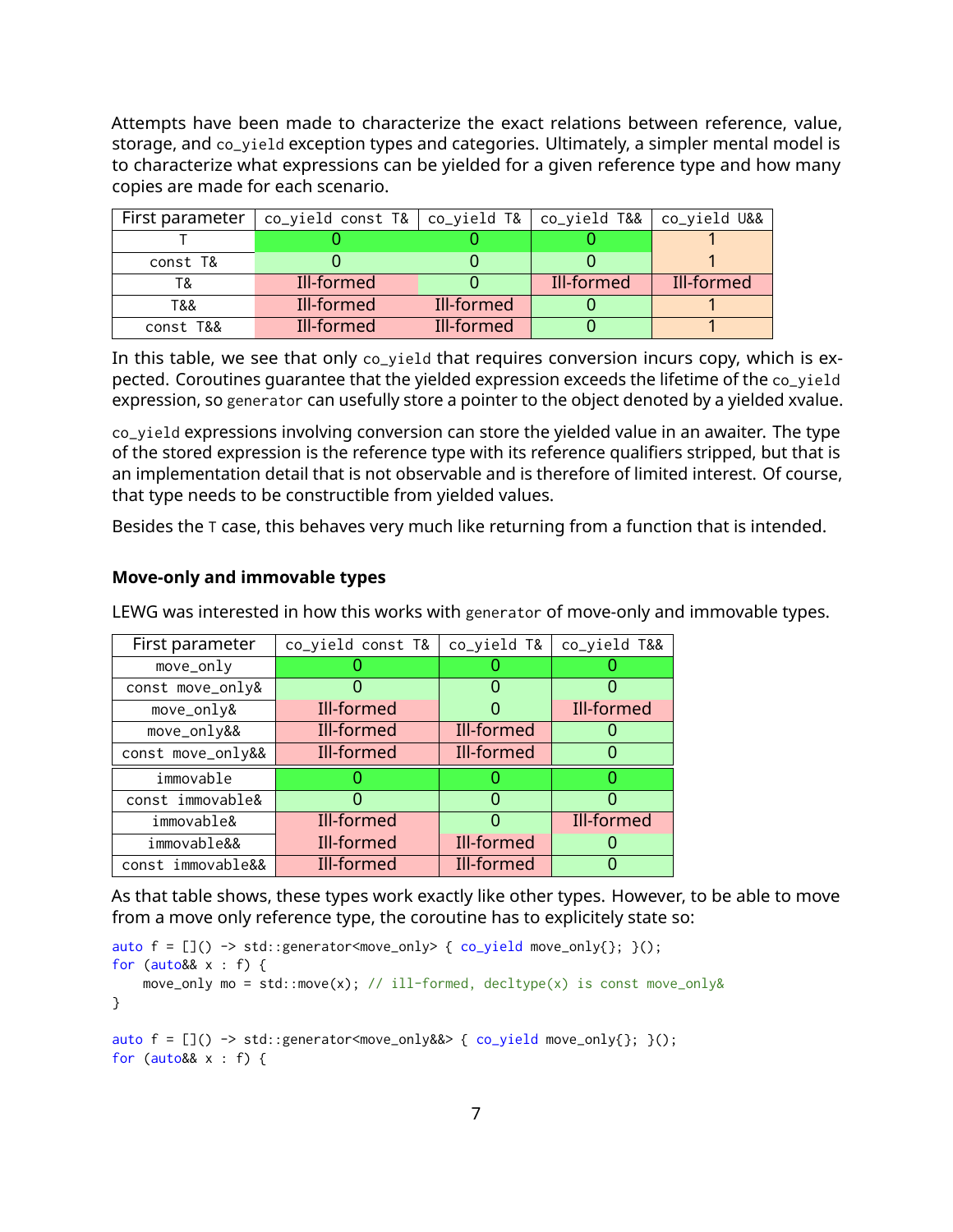Attempts have been made to characterize the exact relations between reference, value, storage, and `co_yield` exception types and categories. Ultimately, a simpler mental model is to characterize what expressions can be yielded for a given reference type and how many copies are made for each scenario.

| First parameter | `co_yield const T&` | `co_yield T&` | `co_yield T&&` | `co_yield U&&` |
|---|---|---|---|---|
| `T` | 0 | 0 | 0 | 1 |
| `const T&` | 0 | 0 | 0 | 1 |
| `T&` | Ill-formed | 0 | Ill-formed | Ill-formed |
| `T&&` | Ill-formed | Ill-formed | 0 | 1 |
| `const T&&` | Ill-formed | Ill-formed | 0 | 1 |

In this table, we see that only `co_yield` that requires conversion incurs copy, which is expected. Coroutines guarantee that the yielded expression exceeds the lifetime of the `co_yield` expression, so `generator` can usefully store a pointer to the object denoted by a yielded xvalue.

`co_yield` expressions involving conversion can store the yielded value in an awaiter. The type of the stored expression is the reference type with its reference qualifiers stripped, but that is an implementation detail that is not observable and is therefore of limited interest. Of course, that type needs to be constructible from yielded values.

Besides the `T` case, this behaves very much like returning from a function that is intended.

#### Move-only and immovable types

LEWG was interested in how this works with `generator` of move-only and immovable types.

| First parameter | `co_yield const T&` | `co_yield T&` | `co_yield T&&` |
|---|---|---|---|
| `move_only` | 0 | 0 | 0 |
| `const move_only&` | 0 | 0 | 0 |
| `move_only&` | Ill-formed | 0 | Ill-formed |
| `move_only&&` | Ill-formed | Ill-formed | 0 |
| `const move_only&&` | Ill-formed | Ill-formed | 0 |
| `immovable` | 0 | 0 | 0 |
| `const immovable&` | 0 | 0 | 0 |
| `immovable&` | Ill-formed | 0 | Ill-formed |
| `immovable&&` | Ill-formed | Ill-formed | 0 |
| `const immovable&&` | Ill-formed | Ill-formed | 0 |

As that table shows, these types work exactly like other types. However, to be able to move from a move only reference type, the coroutine has to explicitely state so:

```
auto f = []() -> std::generator<move_only> { co_yield move_only{}; }();
for (auto&& x : f) {
    move_only mo = std::move(x); // ill-formed, decltype(x) is const move_only&
}

auto f = []() -> std::generator<move_only&&> { co_yield move_only{}; }();
for (auto&& x : f) {
```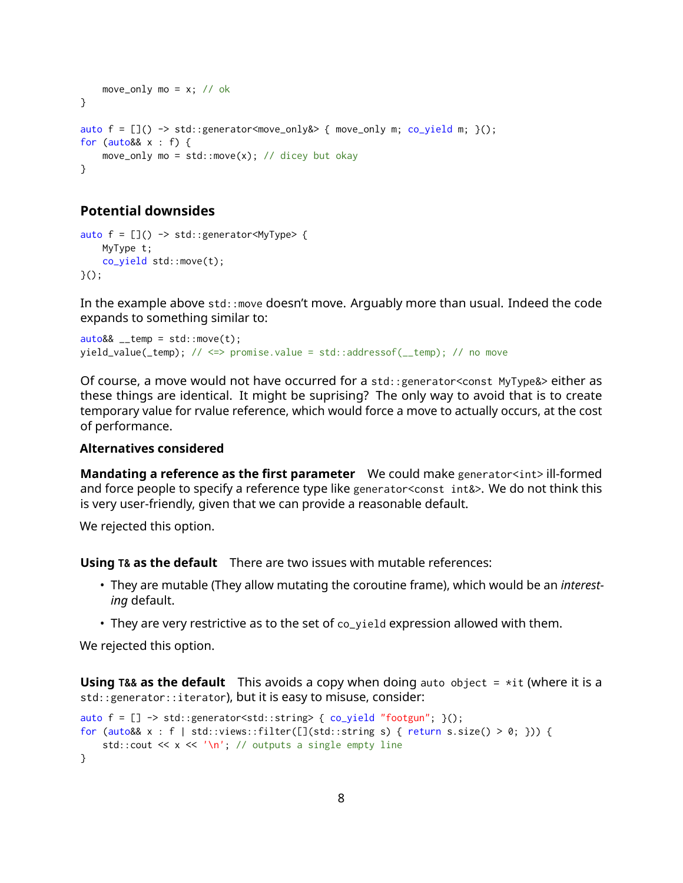```
    move_only mo = x; // ok
}

auto f = []() -> std::generator<move_only&> { move_only m; co_yield m; }();
for (auto&& x : f) {
    move_only mo = std::move(x); // dicey but okay
}
```

### Potential downsides

```
auto f = []() -> std::generator<MyType> {
    MyType t;
    co_yield std::move(t);
}();
```

In the example above `std::move` doesn't move. Arguably more than usual. Indeed the code expands to something similar to:

```
auto&& __temp = std::move(t);
yield_value(_temp); // <=> promise.value = std::addressof(__temp); // no move
```

Of course, a move would not have occurred for a `std::generator<const MyType&>` either as these things are identical. It might be suprising? The only way to avoid that is to create temporary value for rvalue reference, which would force a move to actually occurs, at the cost of performance.

#### Alternatives considered

**Mandating a reference as the first parameter** We could make `generator<int>` ill-formed and force people to specify a reference type like `generator<const int&>`. We do not think this is very user-friendly, given that we can provide a reasonable default.

We rejected this option.

**Using `T&` as the default** There are two issues with mutable references:

- They are mutable (They allow mutating the coroutine frame), which would be an *interesting* default.
- They are very restrictive as to the set of `co_yield` expression allowed with them.

We rejected this option.

**Using `T&&` as the default** This avoids a copy when doing `auto object = *it` (where it is a `std::generator::iterator`), but it is easy to misuse, consider:

```
auto f = [] -> std::generator<std::string> { co_yield "footgun"; }();
for (auto&& x : f | std::views::filter([](std::string s) { return s.size() > 0; })) {
    std::cout << x << '\n'; // outputs a single empty line
}
```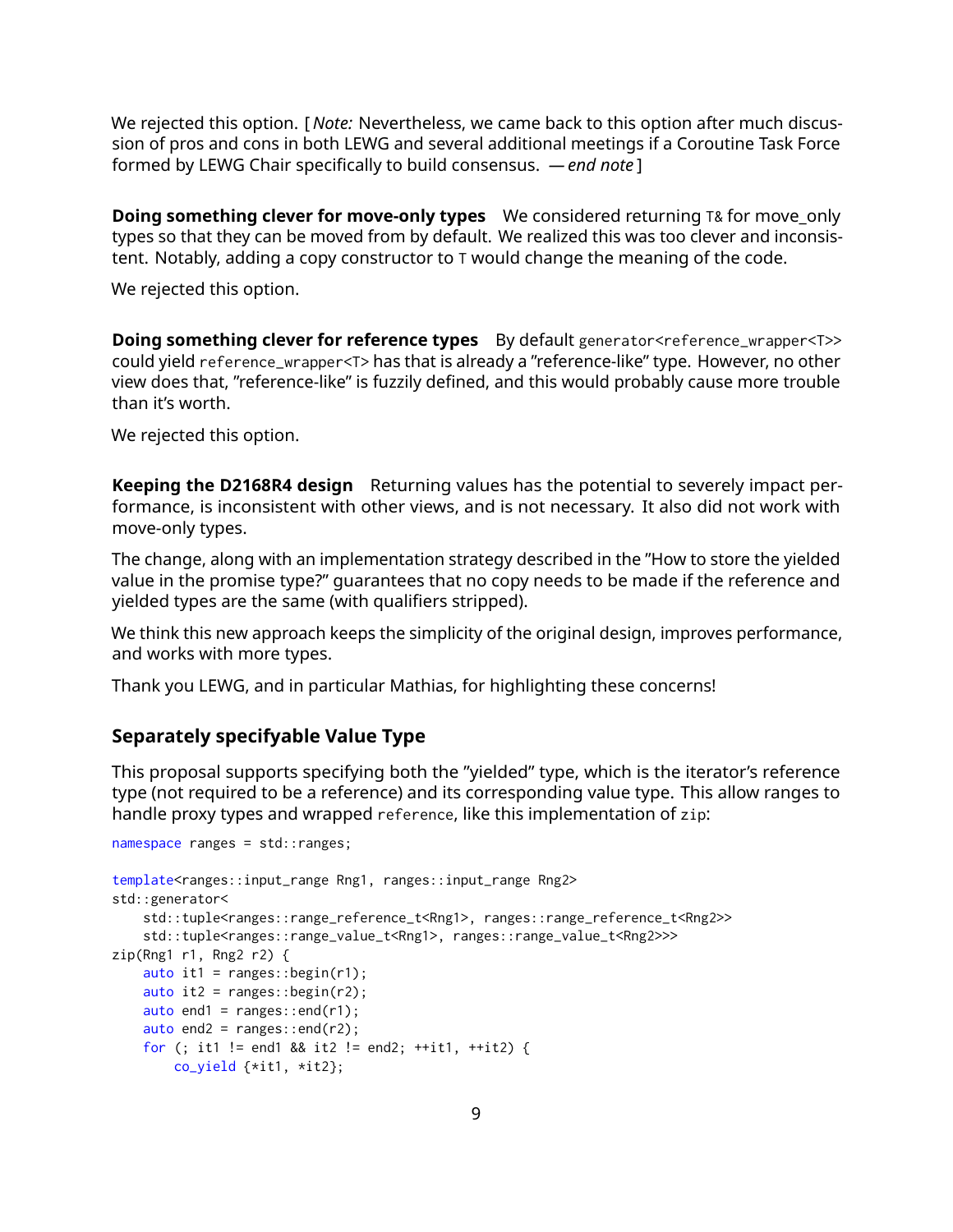We rejected this option. [ *Note:* Nevertheless, we came back to this option after much discussion of pros and cons in both LEWG and several additional meetings if a Coroutine Task Force formed by LEWG Chair specifically to build consensus. — *end note* ]

**Doing something clever for move-only types** We considered returning `T&` for move_only types so that they can be moved from by default. We realized this was too clever and inconsistent. Notably, adding a copy constructor to `T` would change the meaning of the code.

We rejected this option.

**Doing something clever for reference types** By default `generator<reference_wrapper<T>>` could yield `reference_wrapper<T>` has that is already a "reference-like" type. However, no other view does that, "reference-like" is fuzzily defined, and this would probably cause more trouble than it's worth.

We rejected this option.

**Keeping the D2168R4 design** Returning values has the potential to severely impact performance, is inconsistent with other views, and is not necessary. It also did not work with move-only types.

The change, along with an implementation strategy described in the "How to store the yielded value in the promise type?" guarantees that no copy needs to be made if the reference and yielded types are the same (with qualifiers stripped).

We think this new approach keeps the simplicity of the original design, improves performance, and works with more types.

Thank you LEWG, and in particular Mathias, for highlighting these concerns!

## Separately specifyable Value Type

This proposal supports specifying both the "yielded" type, which is the iterator's reference type (not required to be a reference) and its corresponding value type. This allow ranges to handle proxy types and wrapped `reference`, like this implementation of `zip`:

```
namespace ranges = std::ranges;

template<ranges::input_range Rng1, ranges::input_range Rng2>
std::generator<
    std::tuple<ranges::range_reference_t<Rng1>, ranges::range_reference_t<Rng2>>
    std::tuple<ranges::range_value_t<Rng1>, ranges::range_value_t<Rng2>>>
zip(Rng1 r1, Rng2 r2) {
    auto it1 = ranges::begin(r1);
    auto it2 = ranges::begin(r2);
    auto end1 = ranges::end(r1);
    auto end2 = ranges::end(r2);
    for (; it1 != end1 && it2 != end2; ++it1, ++it2) {
        co_yield {*it1, *it2};
```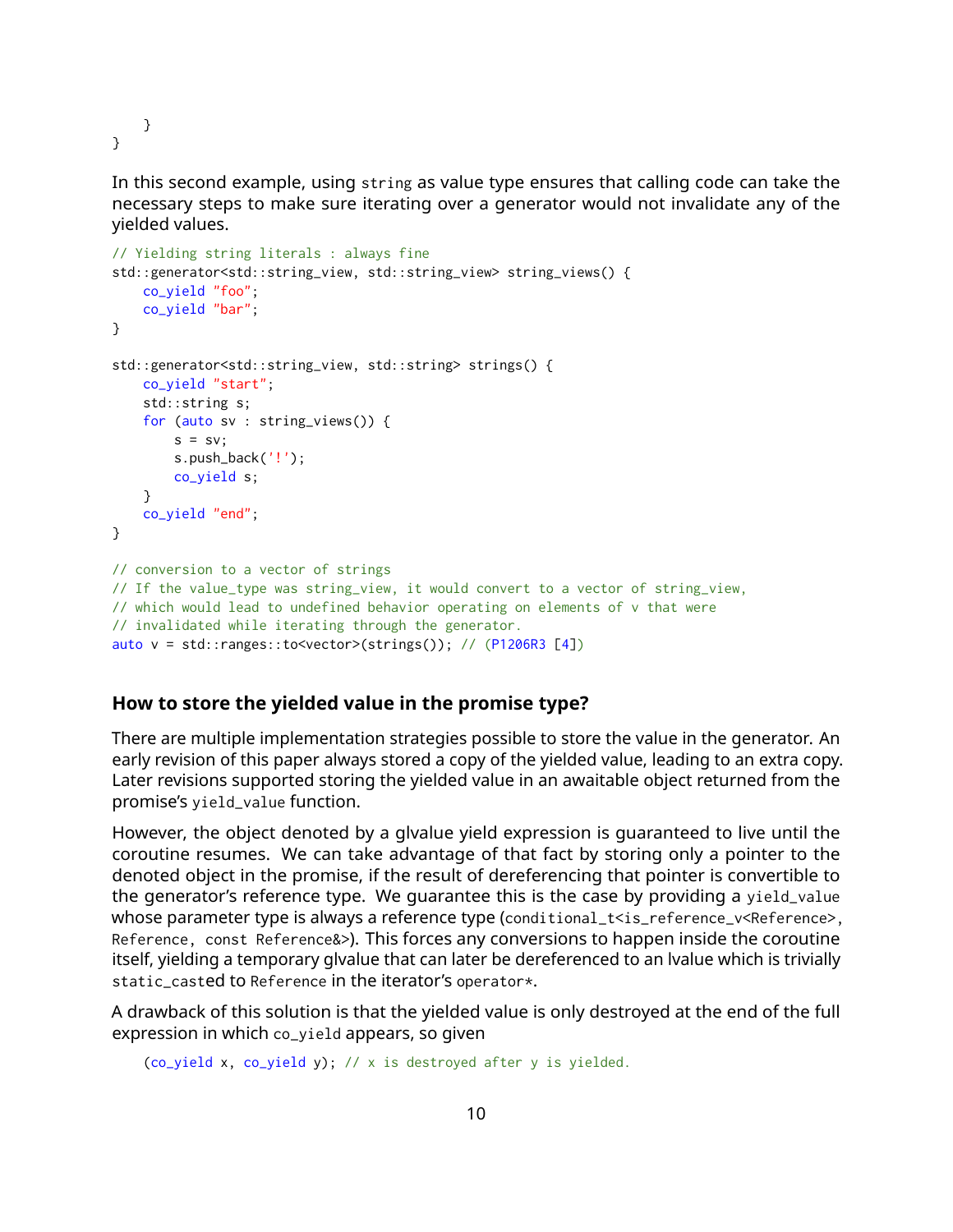```
    }
}
```

In this second example, using `string` as value type ensures that calling code can take the necessary steps to make sure iterating over a generator would not invalidate any of the yielded values.

```
// Yielding string literals : always fine
std::generator<std::string_view, std::string_view> string_views() {
    co_yield "foo";
    co_yield "bar";
}

std::generator<std::string_view, std::string> strings() {
    co_yield "start";
    std::string s;
    for (auto sv : string_views()) {
        s = sv;
        s.push_back('!');
        co_yield s;
    }
    co_yield "end";
}

// conversion to a vector of strings
// If the value_type was string_view, it would convert to a vector of string_view,
// which would lead to undefined behavior operating on elements of v that were
// invalidated while iterating through the generator.
auto v = std::ranges::to<vector>(strings()); // (P1206R3 [4])
```

### How to store the yielded value in the promise type?

There are multiple implementation strategies possible to store the value in the generator. An early revision of this paper always stored a copy of the yielded value, leading to an extra copy. Later revisions supported storing the yielded value in an awaitable object returned from the promise's `yield_value` function.

However, the object denoted by a glvalue yield expression is guaranteed to live until the coroutine resumes. We can take advantage of that fact by storing only a pointer to the denoted object in the promise, if the result of dereferencing that pointer is convertible to the generator's reference type. We guarantee this is the case by providing a `yield_value` whose parameter type is always a reference type (`conditional_t<is_reference_v<Reference>, Reference, const Reference&>`). This forces any conversions to happen inside the coroutine itself, yielding a temporary glvalue that can later be dereferenced to an lvalue which is trivially `static_cast`ed to `Reference` in the iterator's `operator*`.

A drawback of this solution is that the yielded value is only destroyed at the end of the full expression in which `co_yield` appears, so given

```
(co_yield x, co_yield y); // x is destroyed after y is yielded.
```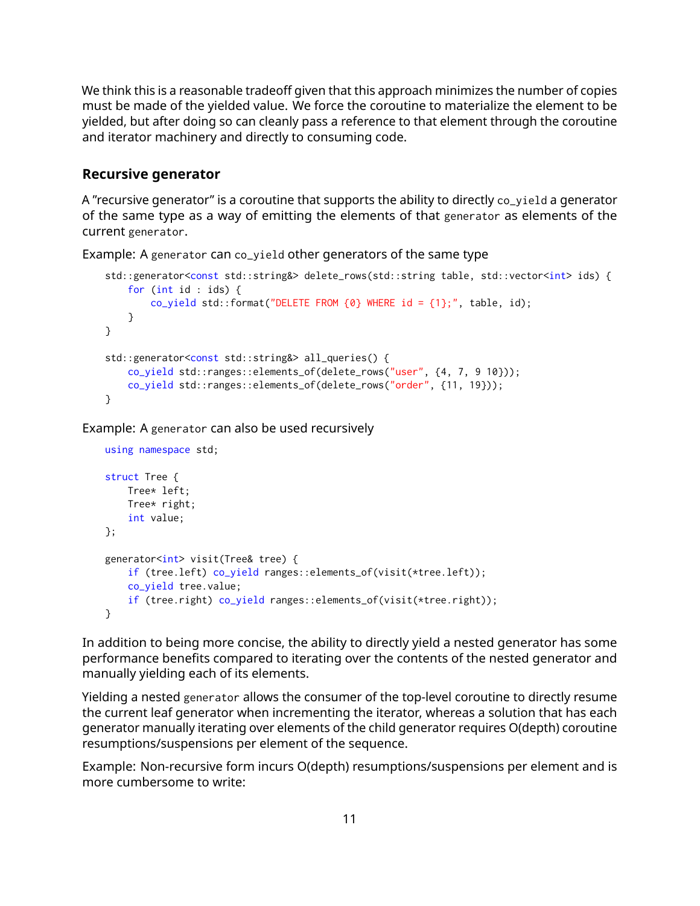We think this is a reasonable tradeoff given that this approach minimizes the number of copies must be made of the yielded value. We force the coroutine to materialize the element to be yielded, but after doing so can cleanly pass a reference to that element through the coroutine and iterator machinery and directly to consuming code.

### Recursive generator

A "recursive generator" is a coroutine that supports the ability to directly `co_yield` a generator of the same type as a way of emitting the elements of that `generator` as elements of the current `generator`.

Example: A `generator` can `co_yield` other generators of the same type

```
std::generator<const std::string&> delete_rows(std::string table, std::vector<int> ids) {
    for (int id : ids) {
        co_yield std::format("DELETE FROM {0} WHERE id = {1};", table, id);
    }
}

std::generator<const std::string&> all_queries() {
    co_yield std::ranges::elements_of(delete_rows("user", {4, 7, 9 10}));
    co_yield std::ranges::elements_of(delete_rows("order", {11, 19}));
}
```

Example: A `generator` can also be used recursively

```
using namespace std;

struct Tree {
    Tree* left;
    Tree* right;
    int value;
};

generator<int> visit(Tree& tree) {
    if (tree.left) co_yield ranges::elements_of(visit(*tree.left));
    co_yield tree.value;
    if (tree.right) co_yield ranges::elements_of(visit(*tree.right));
}
```

In addition to being more concise, the ability to directly yield a nested generator has some performance benefits compared to iterating over the contents of the nested generator and manually yielding each of its elements.

Yielding a nested `generator` allows the consumer of the top-level coroutine to directly resume the current leaf generator when incrementing the iterator, whereas a solution that has each generator manually iterating over elements of the child generator requires O(depth) coroutine resumptions/suspensions per element of the sequence.

Example: Non-recursive form incurs O(depth) resumptions/suspensions per element and is more cumbersome to write: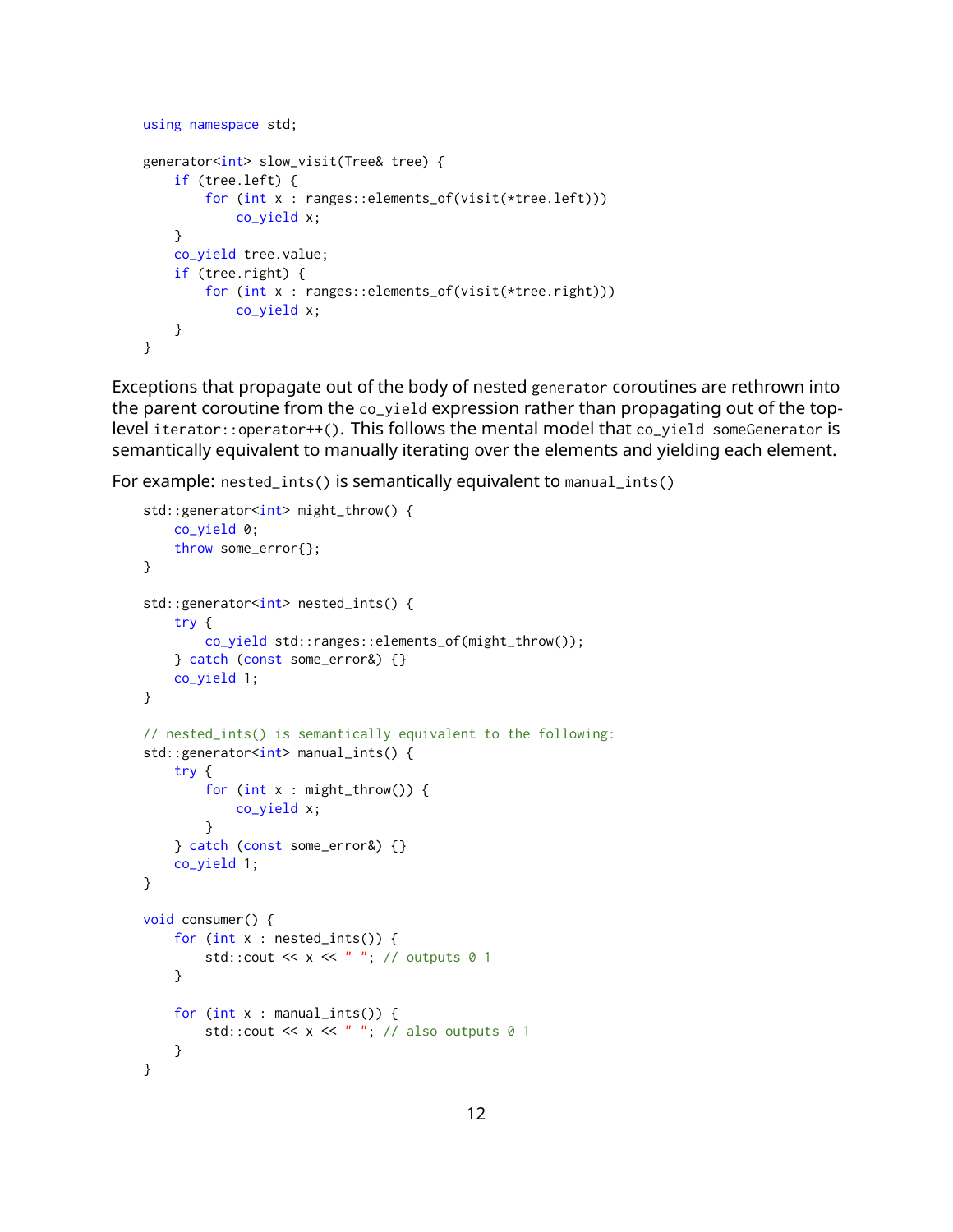```cpp
using namespace std;

generator<int> slow_visit(Tree& tree) {
    if (tree.left) {
        for (int x : ranges::elements_of(visit(*tree.left)))
            co_yield x;
    }
    co_yield tree.value;
    if (tree.right) {
        for (int x : ranges::elements_of(visit(*tree.right)))
            co_yield x;
    }
}
```

Exceptions that propagate out of the body of nested `generator` coroutines are rethrown into the parent coroutine from the `co_yield` expression rather than propagating out of the top-level `iterator::operator++()`. This follows the mental model that `co_yield someGenerator` is semantically equivalent to manually iterating over the elements and yielding each element.

For example: `nested_ints()` is semantically equivalent to `manual_ints()`

```cpp
std::generator<int> might_throw() {
    co_yield 0;
    throw some_error{};
}

std::generator<int> nested_ints() {
    try {
        co_yield std::ranges::elements_of(might_throw());
    } catch (const some_error&) {}
    co_yield 1;
}

// nested_ints() is semantically equivalent to the following:
std::generator<int> manual_ints() {
    try {
        for (int x : might_throw()) {
            co_yield x;
        }
    } catch (const some_error&) {}
    co_yield 1;
}

void consumer() {
    for (int x : nested_ints()) {
        std::cout << x << " "; // outputs 0 1
    }

    for (int x : manual_ints()) {
        std::cout << x << " "; // also outputs 0 1
    }
}
```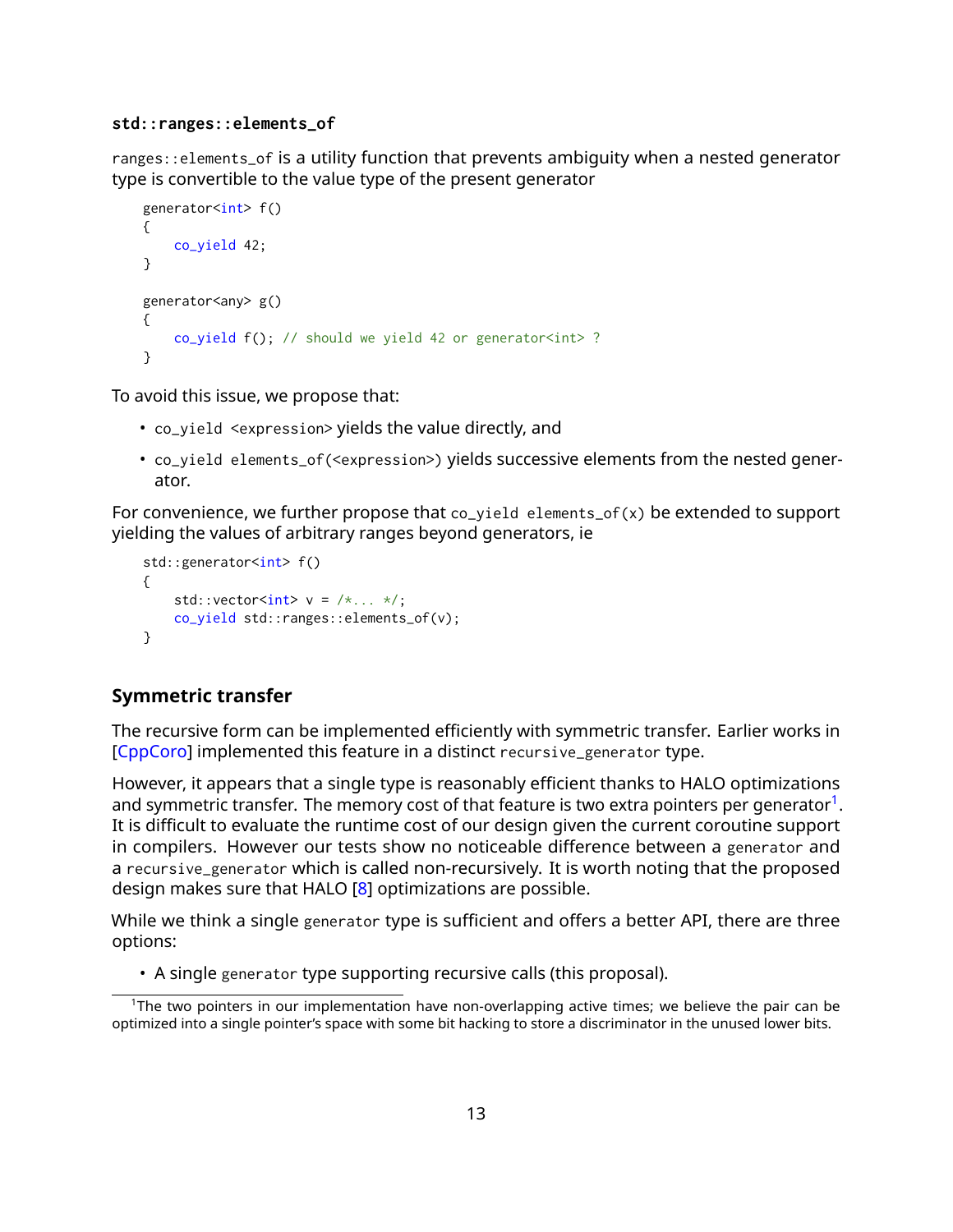### `std::ranges::elements_of`

`ranges::elements_of` is a utility function that prevents ambiguity when a nested generator type is convertible to the value type of the present generator

```
generator<int> f()
{
    co_yield 42;
}

generator<any> g()
{
    co_yield f(); // should we yield 42 or generator<int> ?
}
```

To avoid this issue, we propose that:

- `co_yield <expression>` yields the value directly, and
- `co_yield elements_of(<expression>)` yields successive elements from the nested generator.

For convenience, we further propose that `co_yield elements_of(x)` be extended to support yielding the values of arbitrary ranges beyond generators, ie

```
std::generator<int> f()
{
    std::vector<int> v = /*... */;
    co_yield std::ranges::elements_of(v);
}
```

## Symmetric transfer

The recursive form can be implemented efficiently with symmetric transfer. Earlier works in [CppCoro] implemented this feature in a distinct `recursive_generator` type.

However, it appears that a single type is reasonably efficient thanks to HALO optimizations and symmetric transfer. The memory cost of that feature is two extra pointers per generator[1]. It is difficult to evaluate the runtime cost of our design given the current coroutine support in compilers. However our tests show no noticeable difference between a `generator` and a `recursive_generator` which is called non-recursively. It is worth noting that the proposed design makes sure that HALO [8] optimizations are possible.

While we think a single `generator` type is sufficient and offers a better API, there are three options:

- A single `generator` type supporting recursive calls (this proposal).

[1] The two pointers in our implementation have non-overlapping active times; we believe the pair can be optimized into a single pointer's space with some bit hacking to store a discriminator in the unused lower bits.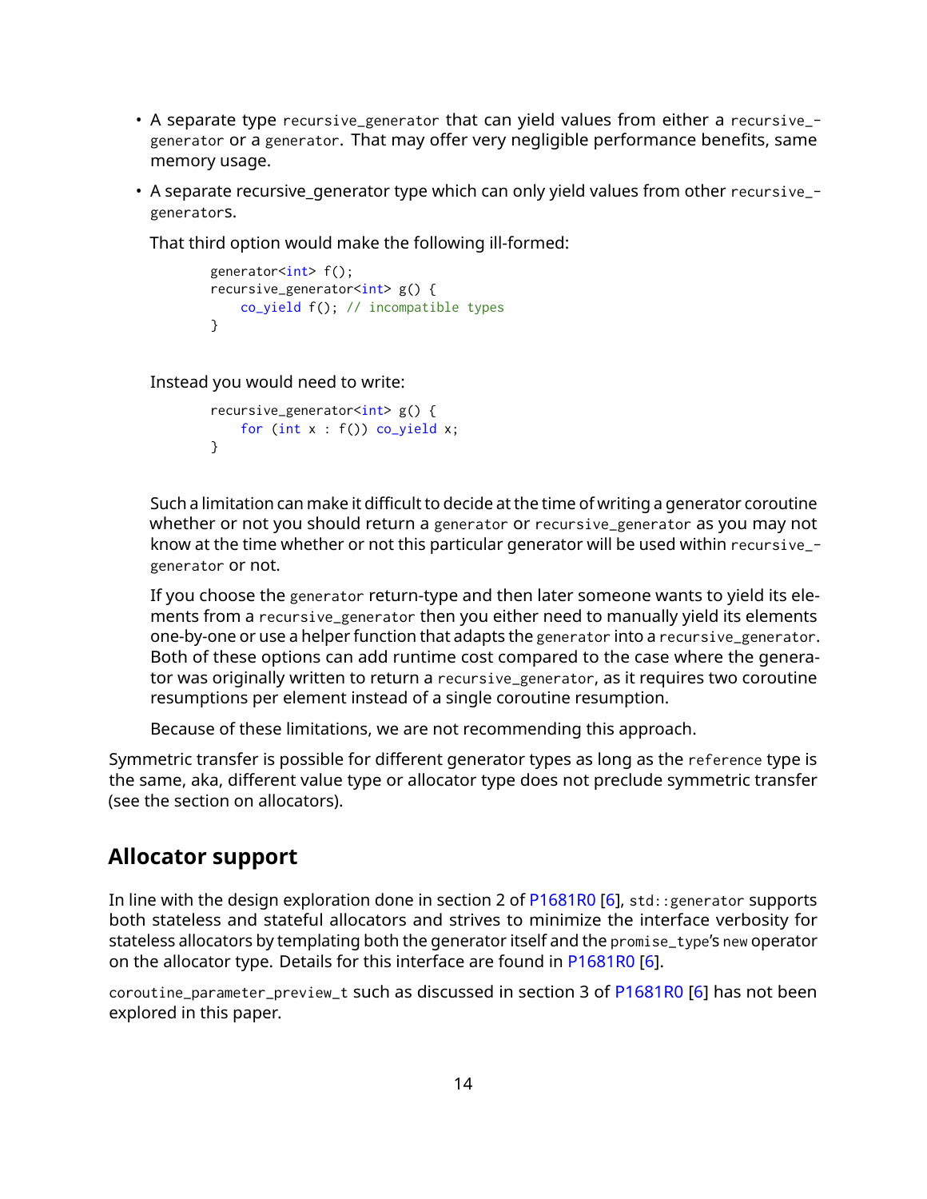- A separate type `recursive_generator` that can yield values from either a `recursive_generator` or a `generator`. That may offer very negligible performance benefits, same memory usage.
- A separate recursive_generator type which can only yield values from other `recursive_generator`s.

  That third option would make the following ill-formed:

  ```
  generator<int> f();
  recursive_generator<int> g() {
      co_yield f(); // incompatible types
  }
  ```

  Instead you would need to write:

  ```
  recursive_generator<int> g() {
      for (int x : f()) co_yield x;
  }
  ```

  Such a limitation can make it difficult to decide at the time of writing a generator coroutine whether or not you should return a `generator` or `recursive_generator` as you may not know at the time whether or not this particular generator will be used within `recursive_generator` or not.

  If you choose the `generator` return-type and then later someone wants to yield its elements from a `recursive_generator` then you either need to manually yield its elements one-by-one or use a helper function that adapts the `generator` into a `recursive_generator`. Both of these options can add runtime cost compared to the case where the generator was originally written to return a `recursive_generator`, as it requires two coroutine resumptions per element instead of a single coroutine resumption.

  Because of these limitations, we are not recommending this approach.

Symmetric transfer is possible for different generator types as long as the `reference` type is the same, aka, different value type or allocator type does not preclude symmetric transfer (see the section on allocators).

## Allocator support

In line with the design exploration done in section 2 of P1681R0 [6], `std::generator` supports both stateless and stateful allocators and strives to minimize the interface verbosity for stateless allocators by templating both the generator itself and the `promise_type`'s `new` operator on the allocator type. Details for this interface are found in P1681R0 [6].

`coroutine_parameter_preview_t` such as discussed in section 3 of P1681R0 [6] has not been explored in this paper.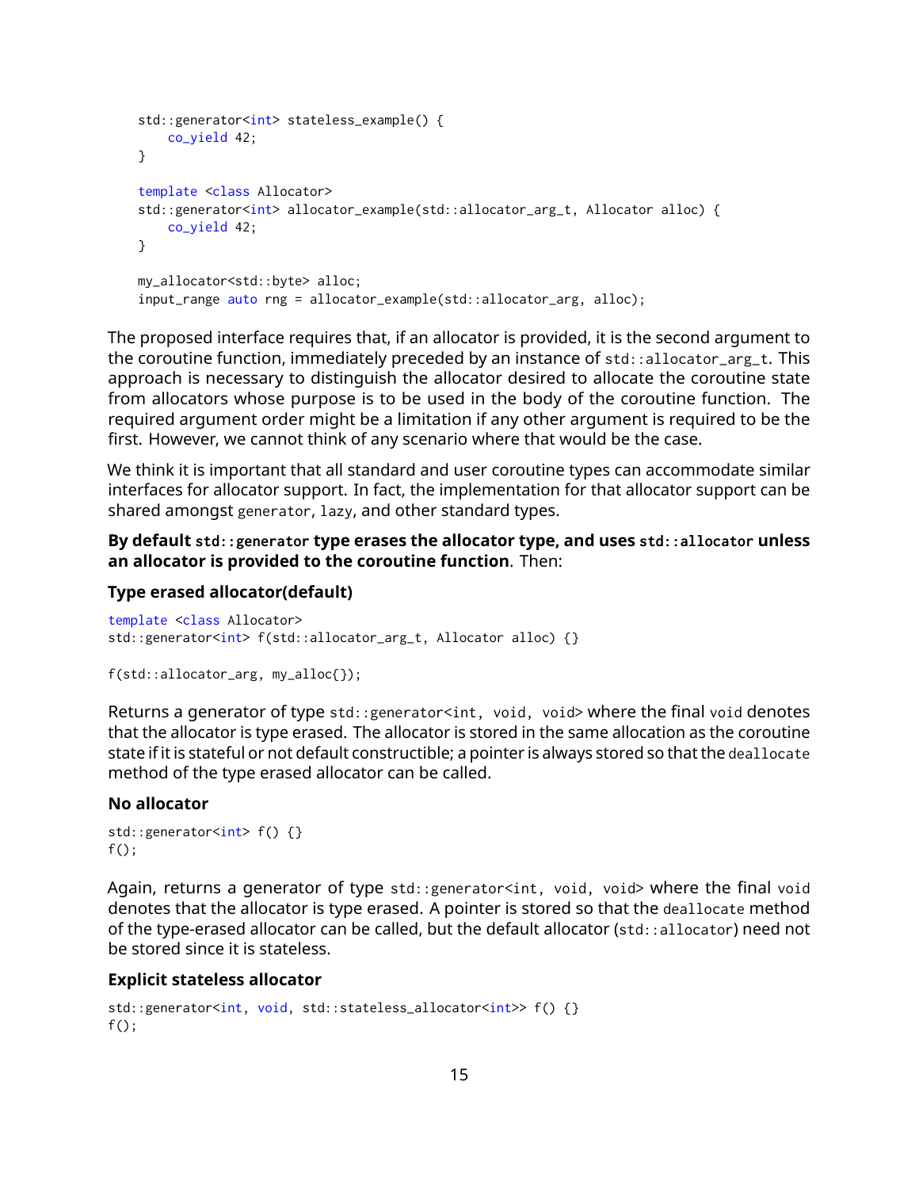```cpp
std::generator<int> stateless_example() {
    co_yield 42;
}

template <class Allocator>
std::generator<int> allocator_example(std::allocator_arg_t, Allocator alloc) {
    co_yield 42;
}

my_allocator<std::byte> alloc;
input_range auto rng = allocator_example(std::allocator_arg, alloc);
```

The proposed interface requires that, if an allocator is provided, it is the second argument to the coroutine function, immediately preceded by an instance of `std::allocator_arg_t`. This approach is necessary to distinguish the allocator desired to allocate the coroutine state from allocators whose purpose is to be used in the body of the coroutine function. The required argument order might be a limitation if any other argument is required to be the first. However, we cannot think of any scenario where that would be the case.

We think it is important that all standard and user coroutine types can accommodate similar interfaces for allocator support. In fact, the implementation for that allocator support can be shared amongst `generator`, `lazy`, and other standard types.

**By default `std::generator` type erases the allocator type, and uses `std::allocator` unless an allocator is provided to the coroutine function.** Then:

**Type erased allocator(default)**

```cpp
template <class Allocator>
std::generator<int> f(std::allocator_arg_t, Allocator alloc) {}

f(std::allocator_arg, my_alloc{});
```

Returns a generator of type `std::generator<int, void, void>` where the final `void` denotes that the allocator is type erased. The allocator is stored in the same allocation as the coroutine state if it is stateful or not default constructible; a pointer is always stored so that the `deallocate` method of the type erased allocator can be called.

**No allocator**

```cpp
std::generator<int> f() {}
f();
```

Again, returns a generator of type `std::generator<int, void, void>` where the final `void` denotes that the allocator is type erased. A pointer is stored so that the `deallocate` method of the type-erased allocator can be called, but the default allocator (`std::allocator`) need not be stored since it is stateless.

**Explicit stateless allocator**

```cpp
std::generator<int, void, std::stateless_allocator<int>> f() {}
f();
```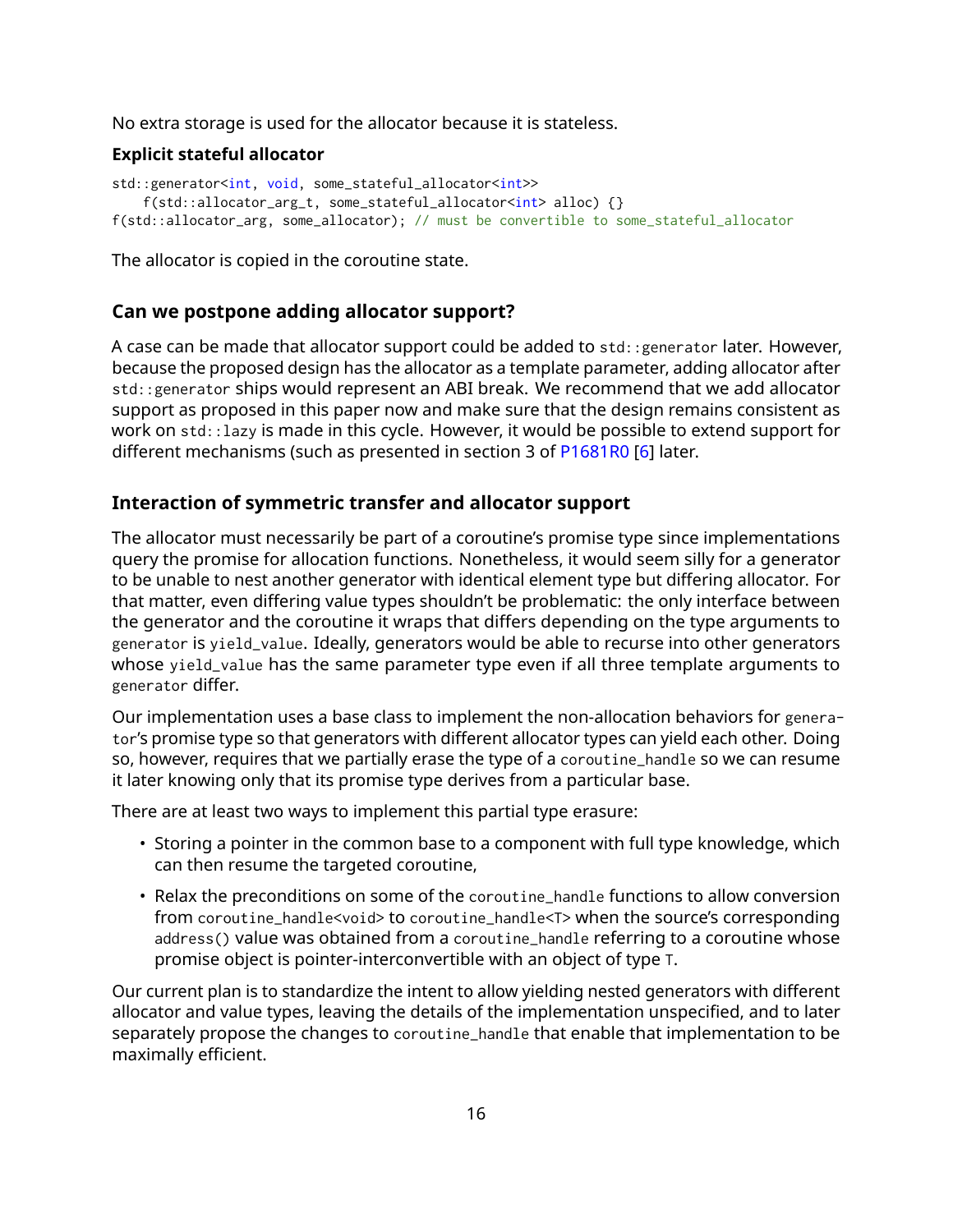No extra storage is used for the allocator because it is stateless.

#### Explicit stateful allocator

```
std::generator<int, void, some_stateful_allocator<int>>
    f(std::allocator_arg_t, some_stateful_allocator<int> alloc) {}
f(std::allocator_arg, some_allocator); // must be convertible to some_stateful_allocator
```

The allocator is copied in the coroutine state.

### Can we postpone adding allocator support?

A case can be made that allocator support could be added to `std::generator` later. However, because the proposed design has the allocator as a template parameter, adding allocator after `std::generator` ships would represent an ABI break. We recommend that we add allocator support as proposed in this paper now and make sure that the design remains consistent as work on `std::lazy` is made in this cycle. However, it would be possible to extend support for different mechanisms (such as presented in section 3 of P1681R0 [6] later.

### Interaction of symmetric transfer and allocator support

The allocator must necessarily be part of a coroutine's promise type since implementations query the promise for allocation functions. Nonetheless, it would seem silly for a generator to be unable to nest another generator with identical element type but differing allocator. For that matter, even differing value types shouldn't be problematic: the only interface between the generator and the coroutine it wraps that differs depending on the type arguments to `generator` is `yield_value`. Ideally, generators would be able to recurse into other generators whose `yield_value` has the same parameter type even if all three template arguments to `generator` differ.

Our implementation uses a base class to implement the non-allocation behaviors for `generator`'s promise type so that generators with different allocator types can yield each other. Doing so, however, requires that we partially erase the type of a `coroutine_handle` so we can resume it later knowing only that its promise type derives from a particular base.

There are at least two ways to implement this partial type erasure:

- Storing a pointer in the common base to a component with full type knowledge, which can then resume the targeted coroutine,
- Relax the preconditions on some of the `coroutine_handle` functions to allow conversion from `coroutine_handle<void>` to `coroutine_handle<T>` when the source's corresponding `address()` value was obtained from a `coroutine_handle` referring to a coroutine whose promise object is pointer-interconvertible with an object of type `T`.

Our current plan is to standardize the intent to allow yielding nested generators with different allocator and value types, leaving the details of the implementation unspecified, and to later separately propose the changes to `coroutine_handle` that enable that implementation to be maximally efficient.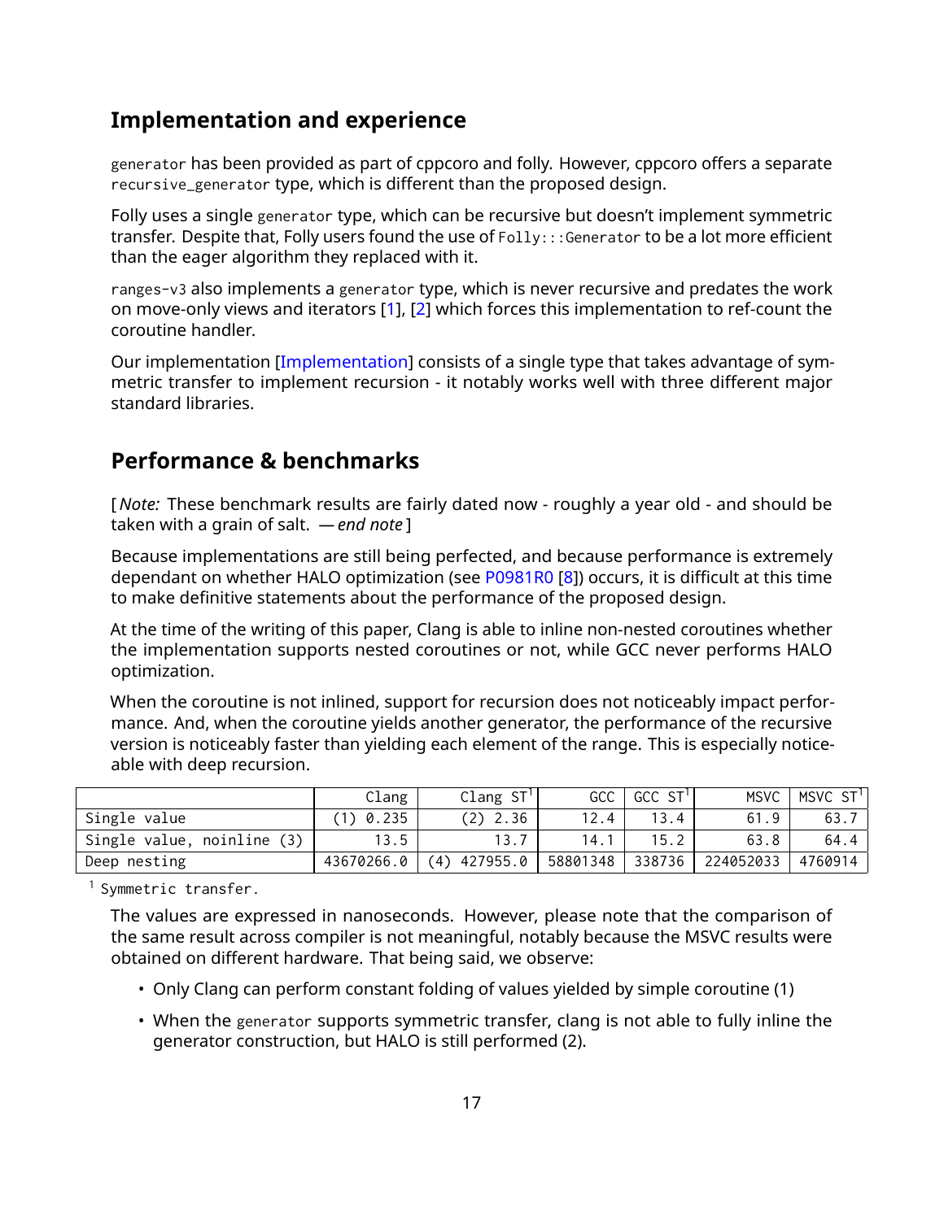## Implementation and experience

`generator` has been provided as part of cppcoro and folly. However, cppcoro offers a separate `recursive_generator` type, which is different than the proposed design.

Folly uses a single `generator` type, which can be recursive but doesn't implement symmetric transfer. Despite that, Folly users found the use of `Folly:::Generator` to be a lot more efficient than the eager algorithm they replaced with it.

`ranges-v3` also implements a `generator` type, which is never recursive and predates the work on move-only views and iterators [1], [2] which forces this implementation to ref-count the coroutine handler.

Our implementation [Implementation] consists of a single type that takes advantage of symmetric transfer to implement recursion - it notably works well with three different major standard libraries.

## Performance & benchmarks

[ *Note:* These benchmark results are fairly dated now - roughly a year old - and should be taken with a grain of salt. — *end note* ]

Because implementations are still being perfected, and because performance is extremely dependant on whether HALO optimization (see P0981R0 [8]) occurs, it is difficult at this time to make definitive statements about the performance of the proposed design.

At the time of the writing of this paper, Clang is able to inline non-nested coroutines whether the implementation supports nested coroutines or not, while GCC never performs HALO optimization.

When the coroutine is not inlined, support for recursion does not noticeably impact performance. And, when the coroutine yields another generator, the performance of the recursive version is noticeably faster than yielding each element of the range. This is especially noticeable with deep recursion.

| | Clang | Clang ST[1] | GCC | GCC ST[1] | MSVC | MSVC ST[1] |
|---|---|---|---|---|---|---|
| Single value | (1) 0.235 | (2) 2.36 | 12.4 | 13.4 | 61.9 | 63.7 |
| Single value, noinline (3) | 13.5 | 13.7 | 14.1 | 15.2 | 63.8 | 64.4 |
| Deep nesting | 43670266.0 | (4) 427955.0 | 58801348 | 338736 | 224052033 | 4760914 |

[1] Symmetric transfer.

The values are expressed in nanoseconds. However, please note that the comparison of the same result across compiler is not meaningful, notably because the MSVC results were obtained on different hardware. That being said, we observe:

- Only Clang can perform constant folding of values yielded by simple coroutine (1)
- When the `generator` supports symmetric transfer, clang is not able to fully inline the generator construction, but HALO is still performed (2).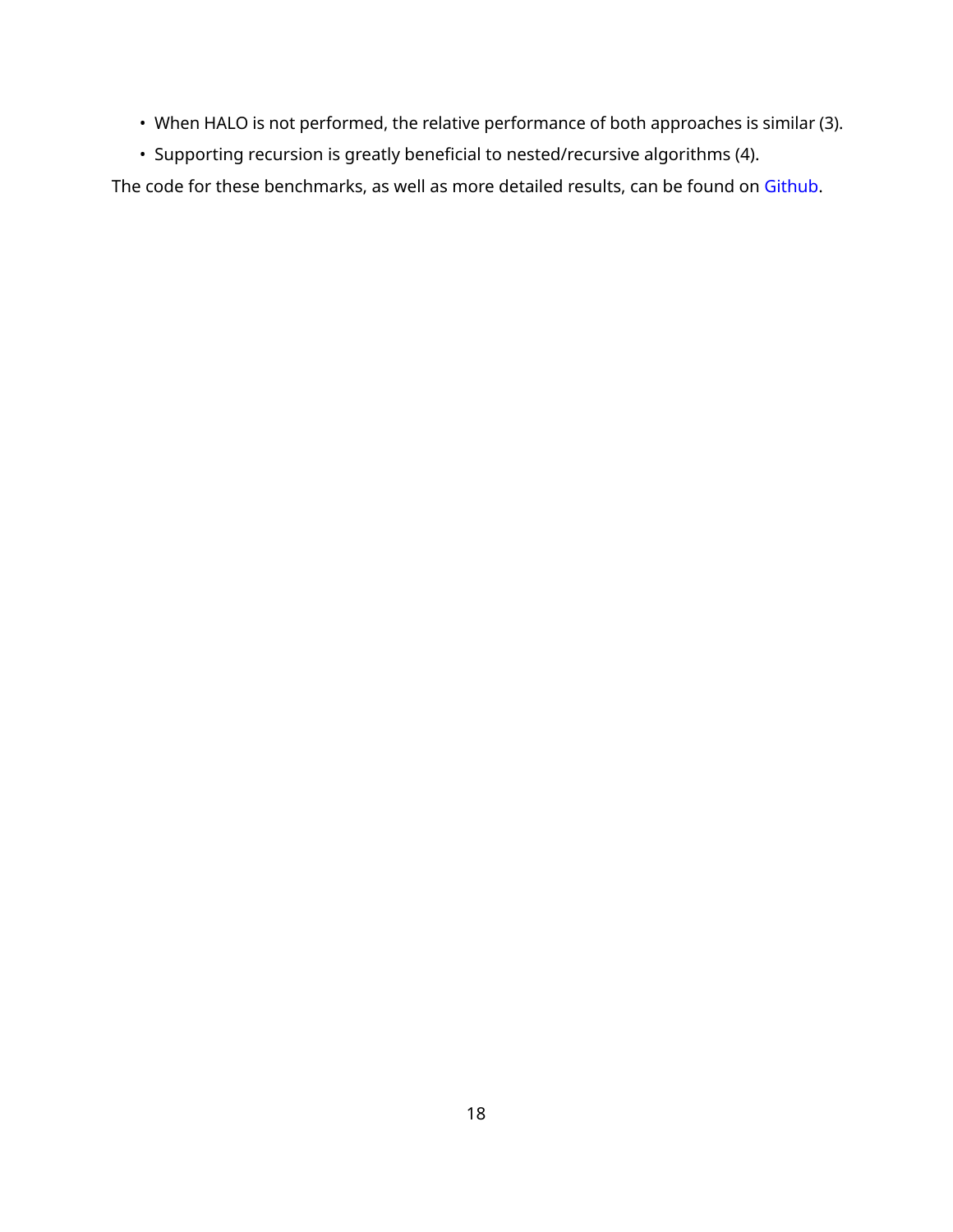- When HALO is not performed, the relative performance of both approaches is similar (3).
- Supporting recursion is greatly beneficial to nested/recursive algorithms (4).

The code for these benchmarks, as well as more detailed results, can be found on Github.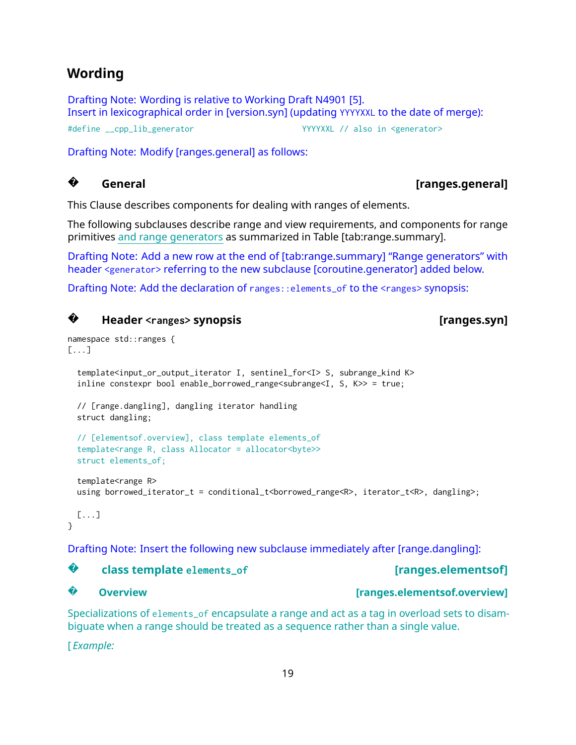## Wording

Drafting Note: Wording is relative to Working Draft N4901 [5].
Insert in lexicographical order in [version.syn] (updating YYYYXXL to the date of merge):

```
#define __cpp_lib_generator                    YYYYXXL // also in <generator>
```

Drafting Note: Modify [ranges.general] as follows:

### � General [ranges.general]

This Clause describes components for dealing with ranges of elements.

The following subclauses describe range and view requirements, and components for range primitives and range generators as summarized in Table [tab:range.summary].

Drafting Note: Add a new row at the end of [tab:range.summary] "Range generators" with header `<generator>` referring to the new subclause [coroutine.generator] added below.

Drafting Note: Add the declaration of `ranges::elements_of` to the `<ranges>` synopsis:

### � Header `<ranges>` synopsis [ranges.syn]

```
namespace std::ranges {
[...]

  template<input_or_output_iterator I, sentinel_for<I> S, subrange_kind K>
  inline constexpr bool enable_borrowed_range<subrange<I, S, K>> = true;

  // [range.dangling], dangling iterator handling
  struct dangling;

  // [elementsof.overview], class template elements_of
  template<range R, class Allocator = allocator<byte>>
  struct elements_of;

  template<range R>
  using borrowed_iterator_t = conditional_t<borrowed_range<R>, iterator_t<R>, dangling>;

  [...]
}
```

Drafting Note: Insert the following new subclause immediately after [range.dangling]:

### � class template `elements_of` [ranges.elementsof]

#### � Overview [ranges.elementsof.overview]

Specializations of `elements_of` encapsulate a range and act as a tag in overload sets to disambiguate when a range should be treated as a sequence rather than a single value.

[ *Example:*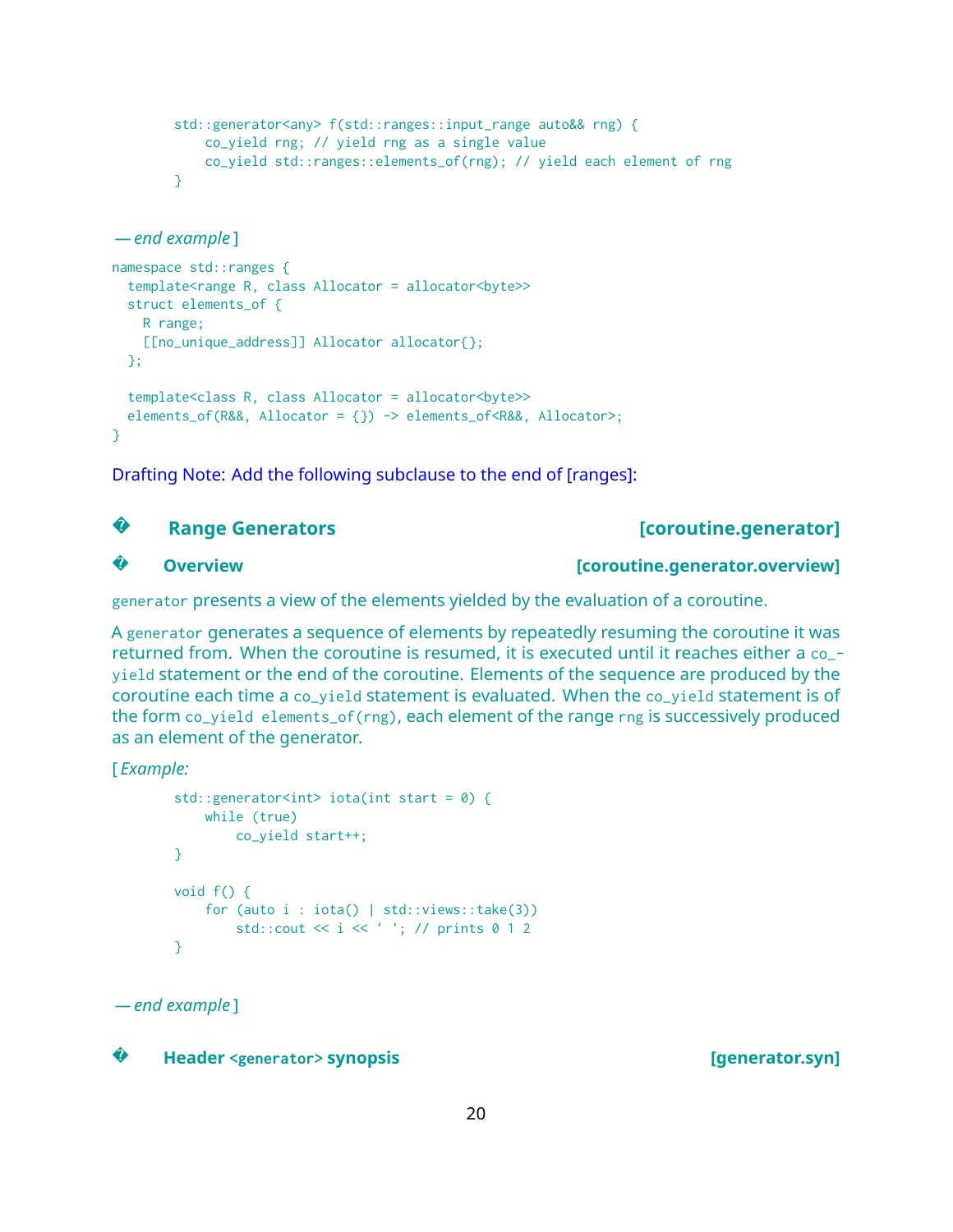```
std::generator<any> f(std::ranges::input_range auto&& rng) {
    co_yield rng; // yield rng as a single value
    co_yield std::ranges::elements_of(rng); // yield each element of rng
}
```

— *end example* ]

```
namespace std::ranges {
  template<range R, class Allocator = allocator<byte>>
  struct elements_of {
    R range;
    [[no_unique_address]] Allocator allocator{};
  };

  template<class R, class Allocator = allocator<byte>>
  elements_of(R&&, Allocator = {}) -> elements_of<R&&, Allocator>;
}
```

Drafting Note: Add the following subclause to the end of [ranges]:

## � Range Generators [coroutine.generator]

### � Overview [coroutine.generator.overview]

`generator` presents a view of the elements yielded by the evaluation of a coroutine.

A `generator` generates a sequence of elements by repeatedly resuming the coroutine it was returned from. When the coroutine is resumed, it is executed until it reaches either a `co_yield` statement or the end of the coroutine. Elements of the sequence are produced by the coroutine each time a `co_yield` statement is evaluated. When the `co_yield` statement is of the form `co_yield elements_of(rng)`, each element of the range `rng` is successively produced as an element of the generator.

[ *Example:*

```
std::generator<int> iota(int start = 0) {
    while (true)
        co_yield start++;
}

void f() {
    for (auto i : iota() | std::views::take(3))
        std::cout << i << ' '; // prints 0 1 2
}
```

— *end example* ]

### � Header `<generator>` synopsis [generator.syn]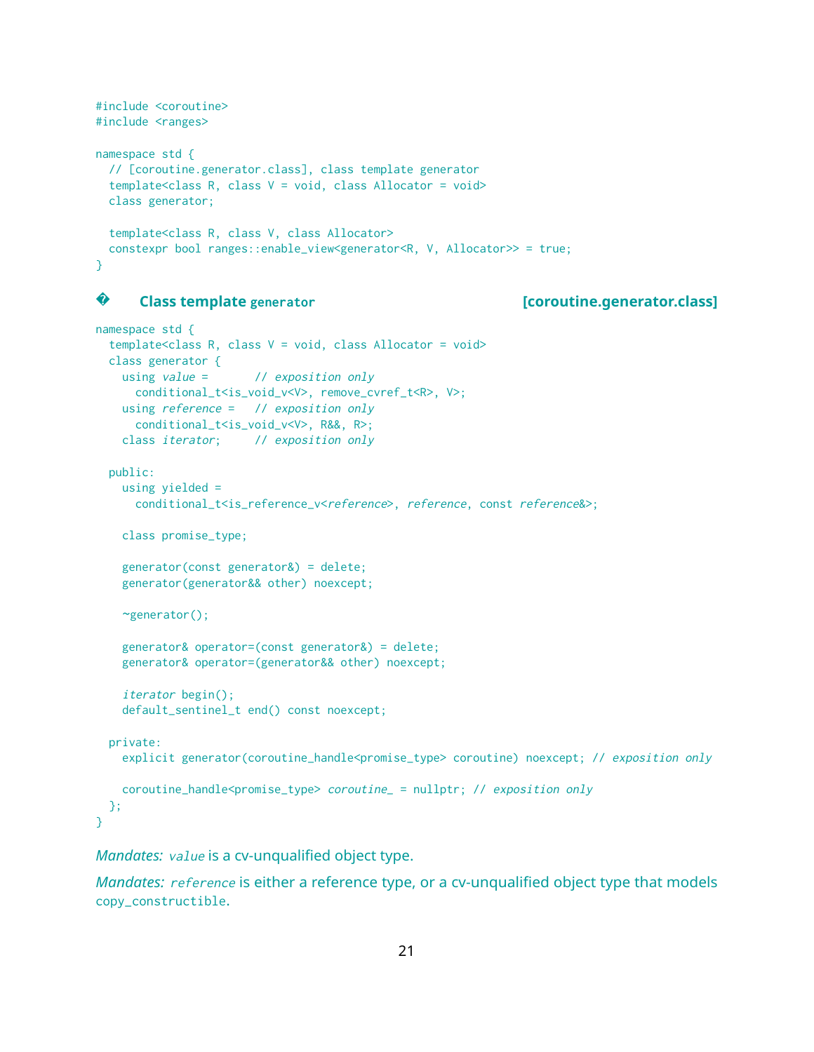```cpp
#include <coroutine>
#include <ranges>

namespace std {
  // [coroutine.generator.class], class template generator
  template<class R, class V = void, class Allocator = void>
  class generator;

  template<class R, class V, class Allocator>
  constexpr bool ranges::enable_view<generator<R, V, Allocator>> = true;
}
```

## � Class template generator [coroutine.generator.class]

```cpp
namespace std {
  template<class R, class V = void, class Allocator = void>
  class generator {
    using value =       // exposition only
      conditional_t<is_void_v<V>, remove_cvref_t<R>, V>;
    using reference =   // exposition only
      conditional_t<is_void_v<V>, R&&, R>;
    class iterator;     // exposition only

  public:
    using yielded =
      conditional_t<is_reference_v<reference>, reference, const reference&>;

    class promise_type;

    generator(const generator&) = delete;
    generator(generator&& other) noexcept;

    ~generator();

    generator& operator=(const generator&) = delete;
    generator& operator=(generator&& other) noexcept;

    iterator begin();
    default_sentinel_t end() const noexcept;

  private:
    explicit generator(coroutine_handle<promise_type> coroutine) noexcept; // exposition only

    coroutine_handle<promise_type> coroutine_ = nullptr; // exposition only
  };
}
```

*Mandates:* *value* is a cv-unqualified object type.

*Mandates:* *reference* is either a reference type, or a cv-unqualified object type that models `copy_constructible`.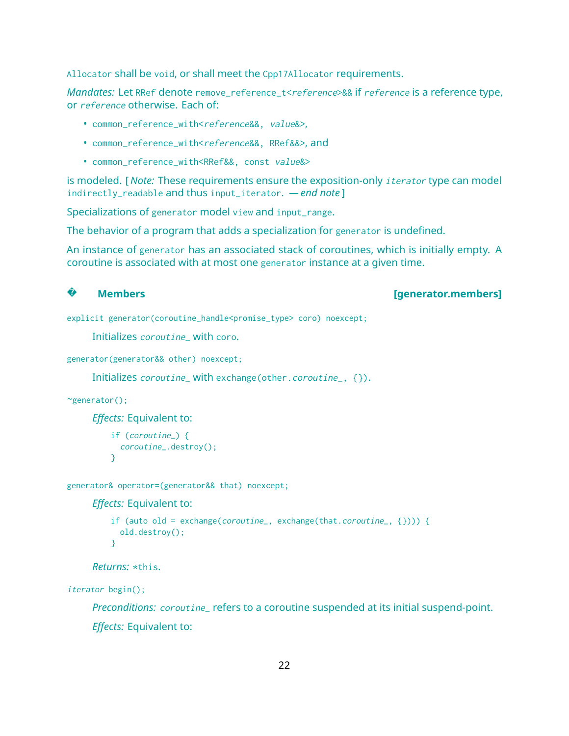`Allocator` shall be `void`, or shall meet the `Cpp17Allocator` requirements.

*Mandates:* Let `RRef` denote `remove_reference_t<reference>&&` if *`reference`* is a reference type, or *`reference`* otherwise. Each of:

- `common_reference_with<reference&&, value&>`,
- `common_reference_with<reference&&, RRef&&>`, and
- `common_reference_with<RRef&&, const value&>`

is modeled. [ *Note:* These requirements ensure the exposition-only *`iterator`* type can model `indirectly_readable` and thus `input_iterator`. *— end note* ]

Specializations of `generator` model `view` and `input_range`.

The behavior of a program that adds a specialization for `generator` is undefined.

An instance of `generator` has an associated stack of coroutines, which is initially empty. A coroutine is associated with at most one `generator` instance at a given time.

## � Members [generator.members]

```
explicit generator(coroutine_handle<promise_type> coro) noexcept;
```

Initializes *`coroutine_`* with `coro`.

```
generator(generator&& other) noexcept;
```

Initializes *`coroutine_`* with `exchange(other.coroutine_, {})`.

```
~generator();
```

*Effects:* Equivalent to:

```
if (coroutine_) {
  coroutine_.destroy();
}
```

```
generator& operator=(generator&& that) noexcept;
```

*Effects:* Equivalent to:

```
if (auto old = exchange(coroutine_, exchange(that.coroutine_, {}))) {
  old.destroy();
}
```

*Returns:* `*this`.

```
iterator begin();
```

*Preconditions:* *`coroutine_`* refers to a coroutine suspended at its initial suspend-point.

*Effects:* Equivalent to: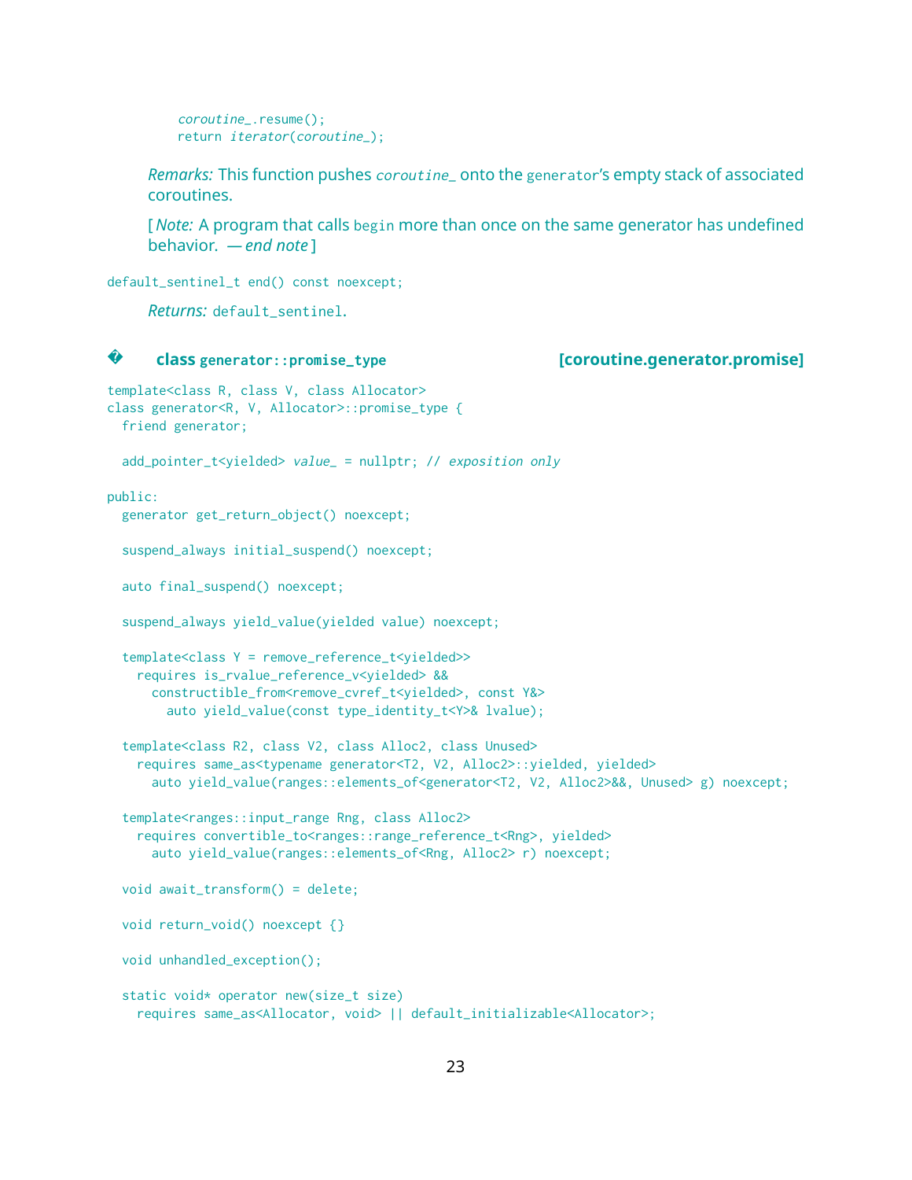```
    coroutine_.resume();
    return iterator(coroutine_);
```

*Remarks:* This function pushes `coroutine_` onto the `generator`'s empty stack of associated coroutines.

[ *Note:* A program that calls `begin` more than once on the same generator has undefined behavior. — *end note* ]

```
default_sentinel_t end() const noexcept;
```

*Returns:* `default_sentinel`.

### � class `generator::promise_type` [coroutine.generator.promise]

```
template<class R, class V, class Allocator>
class generator<R, V, Allocator>::promise_type {
  friend generator;

  add_pointer_t<yielded> value_ = nullptr; // exposition only

public:
  generator get_return_object() noexcept;

  suspend_always initial_suspend() noexcept;

  auto final_suspend() noexcept;

  suspend_always yield_value(yielded value) noexcept;

  template<class Y = remove_reference_t<yielded>>
    requires is_rvalue_reference_v<yielded> &&
      constructible_from<remove_cvref_t<yielded>, const Y&>
        auto yield_value(const type_identity_t<Y>& lvalue);

  template<class R2, class V2, class Alloc2, class Unused>
    requires same_as<typename generator<T2, V2, Alloc2>::yielded, yielded>
      auto yield_value(ranges::elements_of<generator<T2, V2, Alloc2>&&, Unused> g) noexcept;

  template<ranges::input_range Rng, class Alloc2>
    requires convertible_to<ranges::range_reference_t<Rng>, yielded>
      auto yield_value(ranges::elements_of<Rng, Alloc2> r) noexcept;

  void await_transform() = delete;

  void return_void() noexcept {}

  void unhandled_exception();

  static void* operator new(size_t size)
    requires same_as<Allocator, void> || default_initializable<Allocator>;
```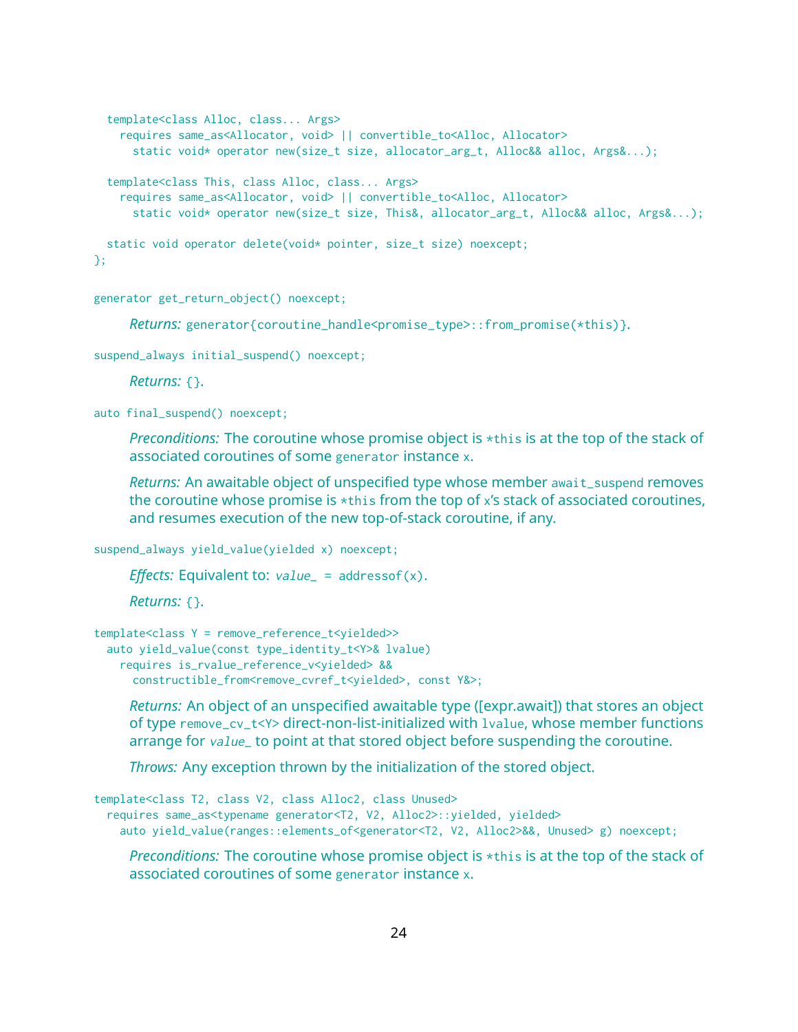```
  template<class Alloc, class... Args>
    requires same_as<Allocator, void> || convertible_to<Alloc, Allocator>
      static void* operator new(size_t size, allocator_arg_t, Alloc&& alloc, Args&...);

  template<class This, class Alloc, class... Args>
    requires same_as<Allocator, void> || convertible_to<Alloc, Allocator>
      static void* operator new(size_t size, This&, allocator_arg_t, Alloc&& alloc, Args&...);

  static void operator delete(void* pointer, size_t size) noexcept;
};
```

```
generator get_return_object() noexcept;
```

*Returns:* `generator{coroutine_handle<promise_type>::from_promise(*this)}`.

```
suspend_always initial_suspend() noexcept;
```

*Returns:* `{}`.

```
auto final_suspend() noexcept;
```

*Preconditions:* The coroutine whose promise object is `*this` is at the top of the stack of associated coroutines of some `generator` instance `x`.

*Returns:* An awaitable object of unspecified type whose member `await_suspend` removes the coroutine whose promise is `*this` from the top of `x`'s stack of associated coroutines, and resumes execution of the new top-of-stack coroutine, if any.

```
suspend_always yield_value(yielded x) noexcept;
```

*Effects:* Equivalent to: `value_ = addressof(x)`.

*Returns:* `{}`.

```
template<class Y = remove_reference_t<yielded>>
  auto yield_value(const type_identity_t<Y>& lvalue)
    requires is_rvalue_reference_v<yielded> &&
      constructible_from<remove_cvref_t<yielded>, const Y&>;
```

*Returns:* An object of an unspecified awaitable type ([expr.await]) that stores an object of type `remove_cv_t<Y>` direct-non-list-initialized with `lvalue`, whose member functions arrange for `value_` to point at that stored object before suspending the coroutine.

*Throws:* Any exception thrown by the initialization of the stored object.

```
template<class T2, class V2, class Alloc2, class Unused>
  requires same_as<typename generator<T2, V2, Alloc2>::yielded, yielded>
    auto yield_value(ranges::elements_of<generator<T2, V2, Alloc2>&&, Unused> g) noexcept;
```

*Preconditions:* The coroutine whose promise object is `*this` is at the top of the stack of associated coroutines of some `generator` instance `x`.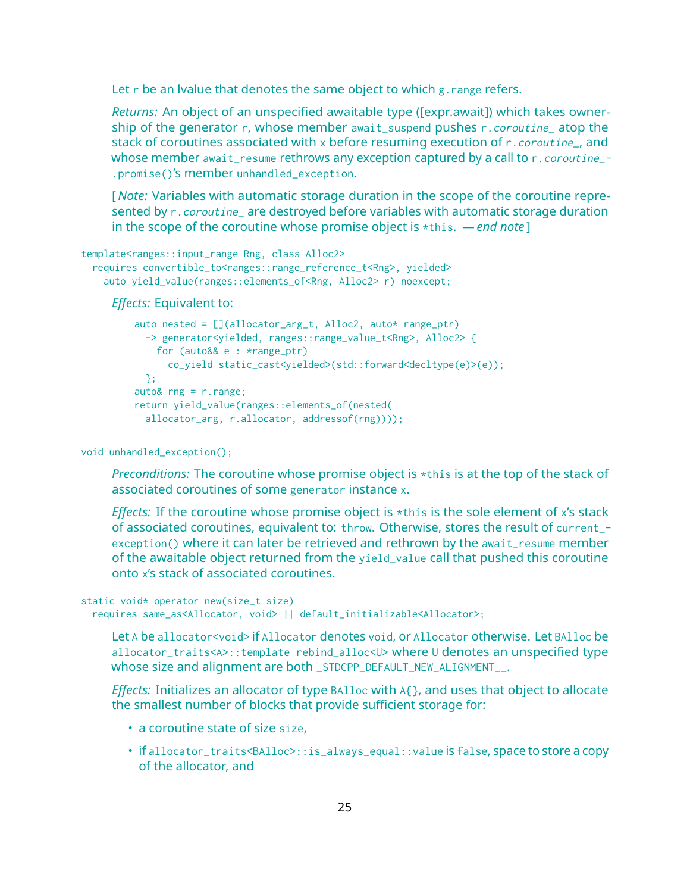Let `r` be an lvalue that denotes the same object to which `g.range` refers.

*Returns:* An object of an unspecified awaitable type ([expr.await]) which takes ownership of the generator `r`, whose member `await_suspend` pushes `r.coroutine_` atop the stack of coroutines associated with `x` before resuming execution of `r.coroutine_`, and whose member `await_resume` rethrows any exception captured by a call to `r.coroutine_.promise()`'s member `unhandled_exception`.

[ *Note:* Variables with automatic storage duration in the scope of the coroutine represented by `r.coroutine_` are destroyed before variables with automatic storage duration in the scope of the coroutine whose promise object is `*this`. *— end note* ]

```
template<ranges::input_range Rng, class Alloc2>
  requires convertible_to<ranges::range_reference_t<Rng>, yielded>
    auto yield_value(ranges::elements_of<Rng, Alloc2> r) noexcept;
```

*Effects:* Equivalent to:

```
auto nested = [](allocator_arg_t, Alloc2, auto* range_ptr)
  -> generator<yielded, ranges::range_value_t<Rng>, Alloc2> {
    for (auto&& e : *range_ptr)
      co_yield static_cast<yielded>(std::forward<decltype(e)>(e));
  };
auto& rng = r.range;
return yield_value(ranges::elements_of(nested(
  allocator_arg, r.allocator, addressof(rng))));
```

```
void unhandled_exception();
```

*Preconditions:* The coroutine whose promise object is `*this` is at the top of the stack of associated coroutines of some `generator` instance `x`.

*Effects:* If the coroutine whose promise object is `*this` is the sole element of `x`'s stack of associated coroutines, equivalent to: `throw`. Otherwise, stores the result of `current_exception()` where it can later be retrieved and rethrown by the `await_resume` member of the awaitable object returned from the `yield_value` call that pushed this coroutine onto `x`'s stack of associated coroutines.

```
static void* operator new(size_t size)
  requires same_as<Allocator, void> || default_initializable<Allocator>;
```

Let `A` be `allocator<void>` if `Allocator` denotes `void`, or `Allocator` otherwise. Let `BAlloc` be `allocator_traits<A>::template rebind_alloc<U>` where `U` denotes an unspecified type whose size and alignment are both `_STDCPP_DEFAULT_NEW_ALIGNMENT__`.

*Effects:* Initializes an allocator of type `BAlloc` with `A{}`, and uses that object to allocate the smallest number of blocks that provide sufficient storage for:

- a coroutine state of size `size`,
- if `allocator_traits<BAlloc>::is_always_equal::value` is `false`, space to store a copy of the allocator, and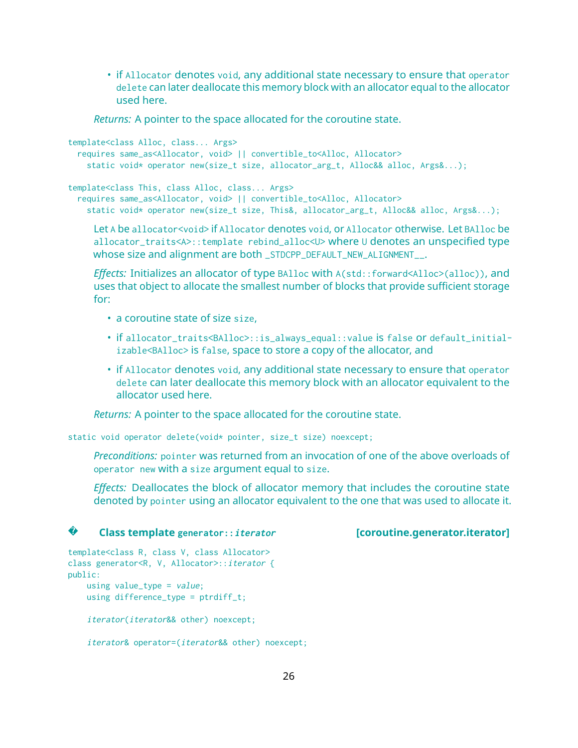- if `Allocator` denotes `void`, any additional state necessary to ensure that `operator delete` can later deallocate this memory block with an allocator equal to the allocator used here.

*Returns:* A pointer to the space allocated for the coroutine state.

```
template<class Alloc, class... Args>
  requires same_as<Allocator, void> || convertible_to<Alloc, Allocator>
    static void* operator new(size_t size, allocator_arg_t, Alloc&& alloc, Args&...);

template<class This, class Alloc, class... Args>
  requires same_as<Allocator, void> || convertible_to<Alloc, Allocator>
    static void* operator new(size_t size, This&, allocator_arg_t, Alloc&& alloc, Args&...);
```

Let `A` be `allocator<void>` if `Allocator` denotes `void`, or `Allocator` otherwise. Let `BAlloc` be `allocator_traits<A>::template rebind_alloc<U>` where `U` denotes an unspecified type whose size and alignment are both `__STDCPP_DEFAULT_NEW_ALIGNMENT__`.

*Effects:* Initializes an allocator of type `BAlloc` with `A(std::forward<Alloc>(alloc))`, and uses that object to allocate the smallest number of blocks that provide sufficient storage for:

- a coroutine state of size `size`,
- if `allocator_traits<BAlloc>::is_always_equal::value` is `false` or `default_initializable<BAlloc>` is `false`, space to store a copy of the allocator, and
- if `Allocator` denotes `void`, any additional state necessary to ensure that `operator delete` can later deallocate this memory block with an allocator equivalent to the allocator used here.

*Returns:* A pointer to the space allocated for the coroutine state.

```
static void operator delete(void* pointer, size_t size) noexcept;
```

*Preconditions:* `pointer` was returned from an invocation of one of the above overloads of `operator new` with a `size` argument equal to `size`.

*Effects:* Deallocates the block of allocator memory that includes the coroutine state denoted by `pointer` using an allocator equivalent to the one that was used to allocate it.

## � Class template `generator::iterator` [coroutine.generator.iterator]

```
template<class R, class V, class Allocator>
class generator<R, V, Allocator>::iterator {
public:
    using value_type = value;
    using difference_type = ptrdiff_t;

    iterator(iterator&& other) noexcept;

    iterator& operator=(iterator&& other) noexcept;
```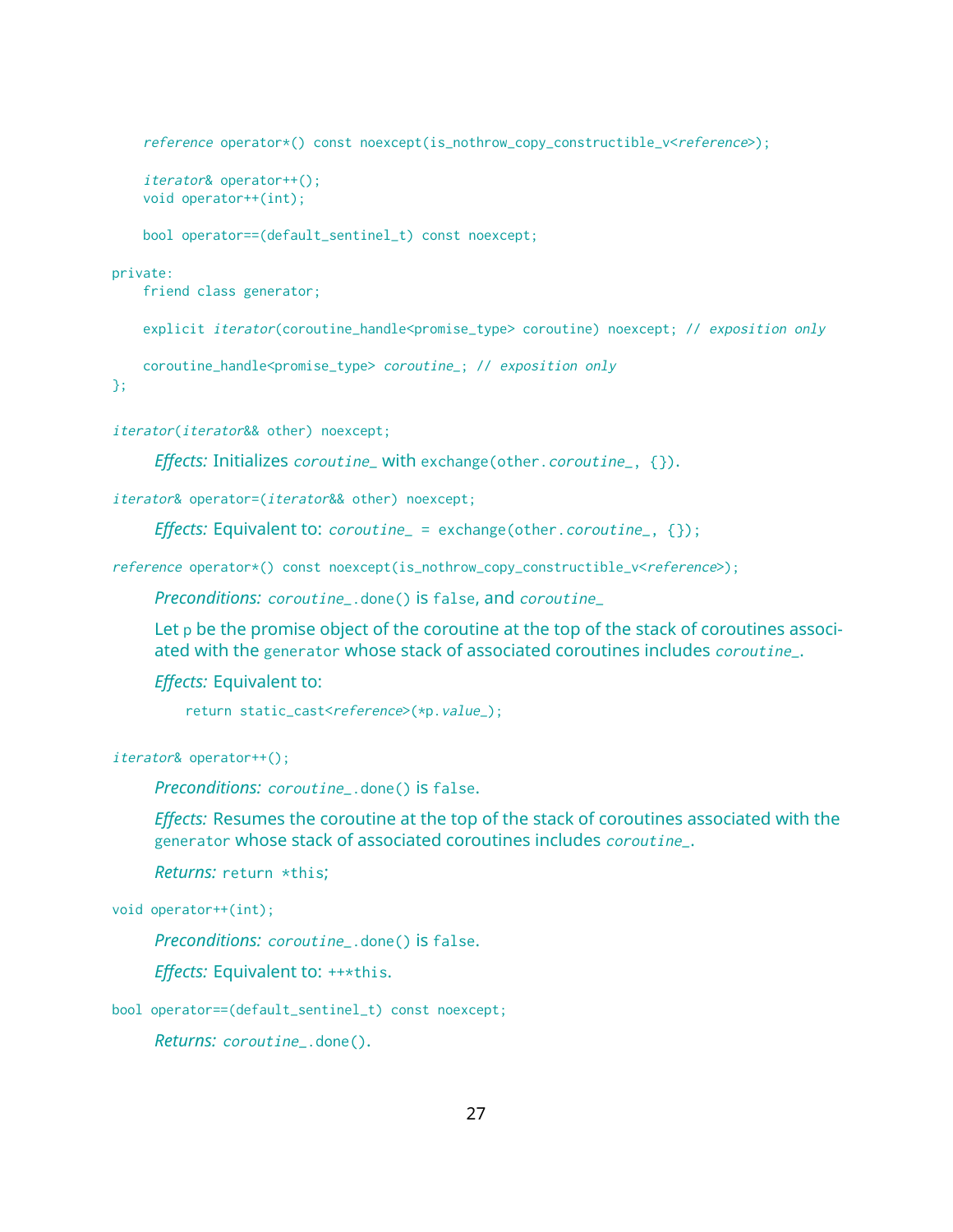```
    reference operator*() const noexcept(is_nothrow_copy_constructible_v<reference>);

    iterator& operator++();
    void operator++(int);

    bool operator==(default_sentinel_t) const noexcept;

private:
    friend class generator;

    explicit iterator(coroutine_handle<promise_type> coroutine) noexcept; // exposition only

    coroutine_handle<promise_type> coroutine_; // exposition only
};
```

```
iterator(iterator&& other) noexcept;
```

*Effects:* Initializes `coroutine_` with `exchange(other.coroutine_, {})`.

```
iterator& operator=(iterator&& other) noexcept;
```

*Effects:* Equivalent to: `coroutine_ = exchange(other.coroutine_, {});`

```
reference operator*() const noexcept(is_nothrow_copy_constructible_v<reference>);
```

*Preconditions:* `coroutine_.done()` is `false`, and `coroutine_`

Let `p` be the promise object of the coroutine at the top of the stack of coroutines associated with the `generator` whose stack of associated coroutines includes `coroutine_`.

*Effects:* Equivalent to:

```
return static_cast<reference>(*p.value_);
```

```
iterator& operator++();
```

*Preconditions:* `coroutine_.done()` is `false`.

*Effects:* Resumes the coroutine at the top of the stack of coroutines associated with the `generator` whose stack of associated coroutines includes `coroutine_`.

*Returns:* `return *this;`

```
void operator++(int);
```

*Preconditions:* `coroutine_.done()` is `false`.

*Effects:* Equivalent to: `++*this`.

```
bool operator==(default_sentinel_t) const noexcept;
```

*Returns:* `coroutine_.done()`.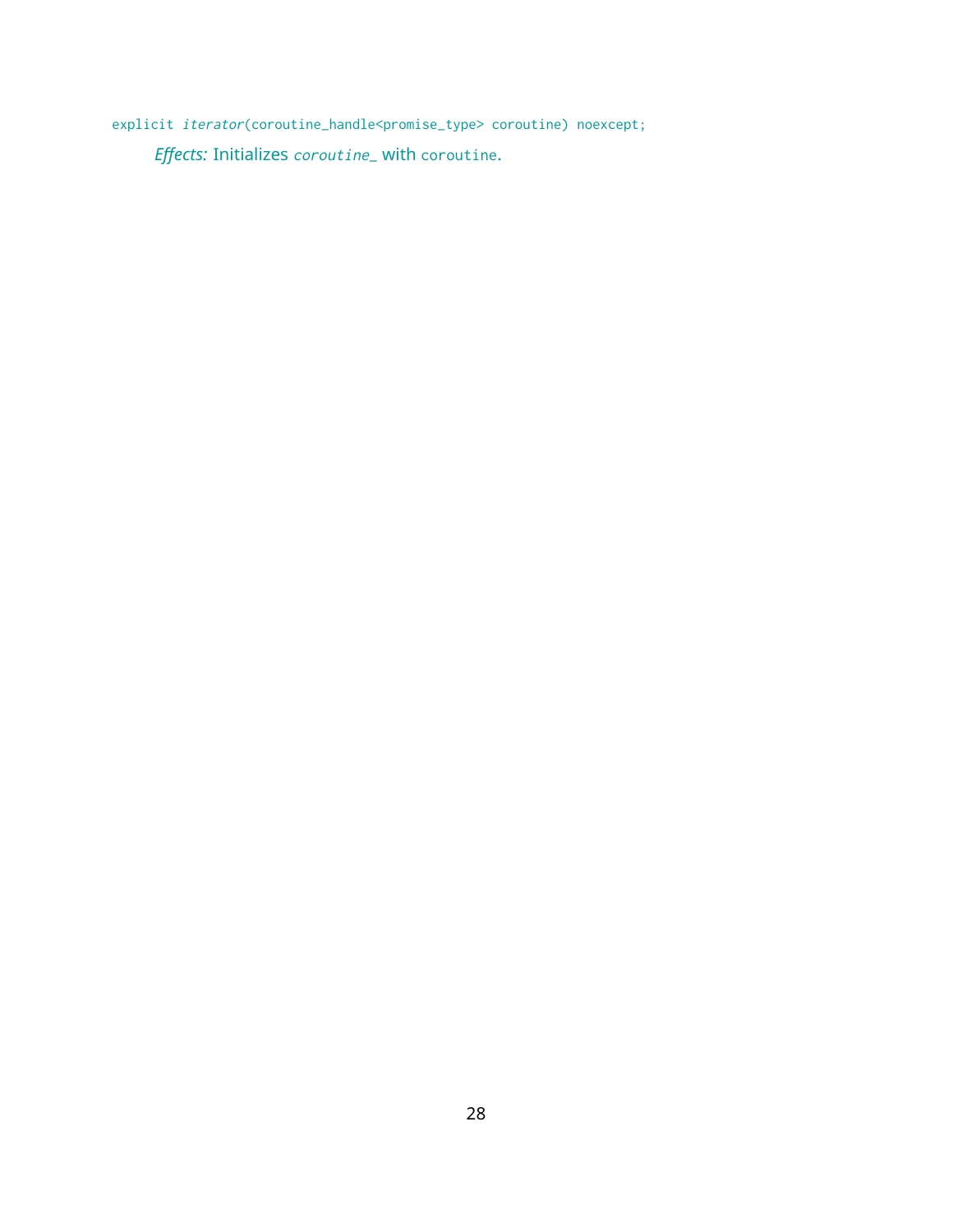```
explicit iterator(coroutine_handle<promise_type> coroutine) noexcept;
```

*Effects:* Initializes `coroutine_` with `coroutine`.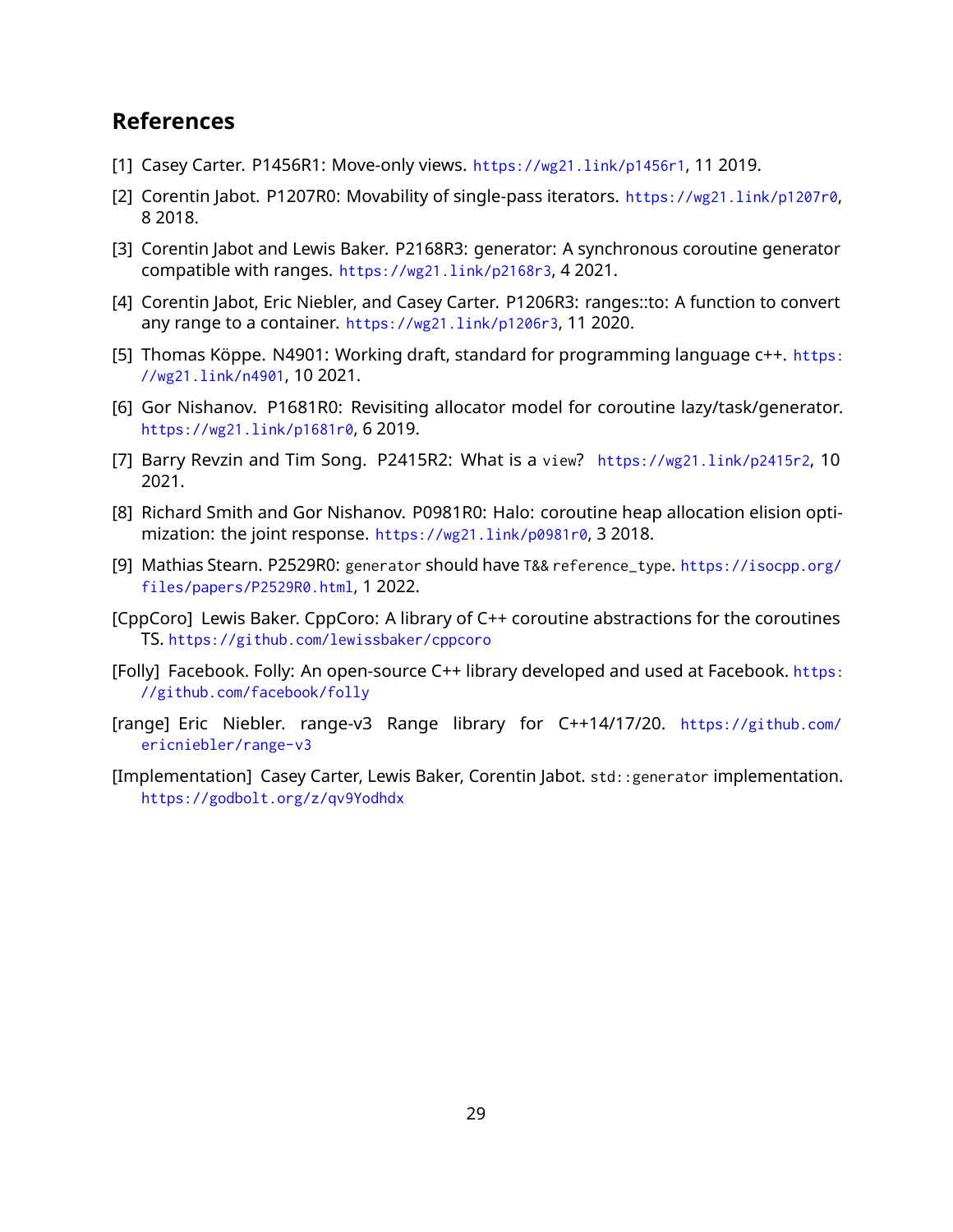## References

[1] Casey Carter. P1456R1: Move-only views. https://wg21.link/p1456r1, 11 2019.

[2] Corentin Jabot. P1207R0: Movability of single-pass iterators. https://wg21.link/p1207r0, 8 2018.

[3] Corentin Jabot and Lewis Baker. P2168R3: generator: A synchronous coroutine generator compatible with ranges. https://wg21.link/p2168r3, 4 2021.

[4] Corentin Jabot, Eric Niebler, and Casey Carter. P1206R3: ranges::to: A function to convert any range to a container. https://wg21.link/p1206r3, 11 2020.

[5] Thomas Köppe. N4901: Working draft, standard for programming language c++. https://wg21.link/n4901, 10 2021.

[6] Gor Nishanov. P1681R0: Revisiting allocator model for coroutine lazy/task/generator. https://wg21.link/p1681r0, 6 2019.

[7] Barry Revzin and Tim Song. P2415R2: What is a `view`? https://wg21.link/p2415r2, 10 2021.

[8] Richard Smith and Gor Nishanov. P0981R0: Halo: coroutine heap allocation elision optimization: the joint response. https://wg21.link/p0981r0, 3 2018.

[9] Mathias Stearn. P2529R0: `generator` should have `T&& reference_type`. https://isocpp.org/files/papers/P2529R0.html, 1 2022.

[CppCoro] Lewis Baker. CppCoro: A library of C++ coroutine abstractions for the coroutines TS. https://github.com/lewissbaker/cppcoro

[Folly] Facebook. Folly: An open-source C++ library developed and used at Facebook. https://github.com/facebook/folly

[range] Eric Niebler. range-v3 Range library for C++14/17/20. https://github.com/ericniebler/range-v3

[Implementation] Casey Carter, Lewis Baker, Corentin Jabot. `std::generator` implementation. https://godbolt.org/z/qv9Yodhdx